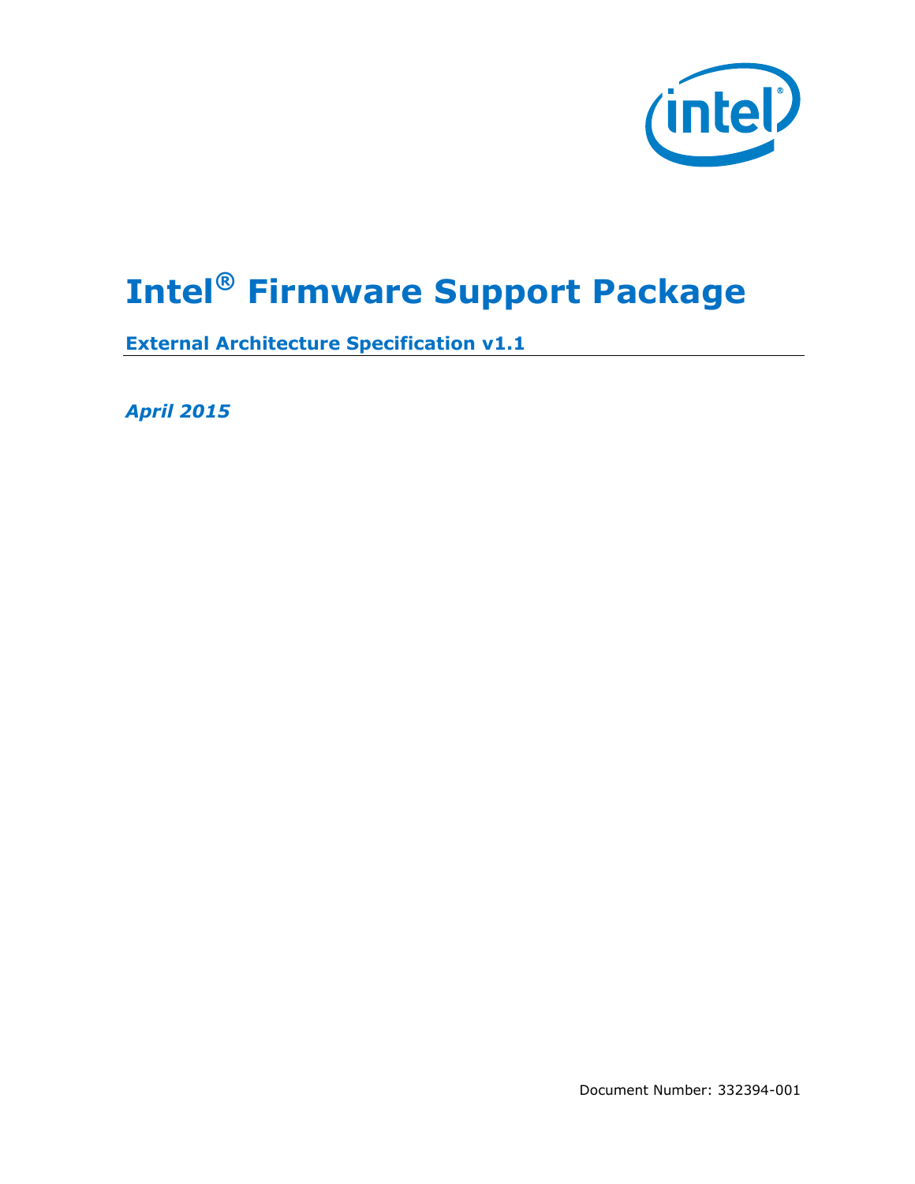# Intel® Firmware Support Package

**External Architecture Specification v1.1**

*April 2015*

Document Number: 332394-001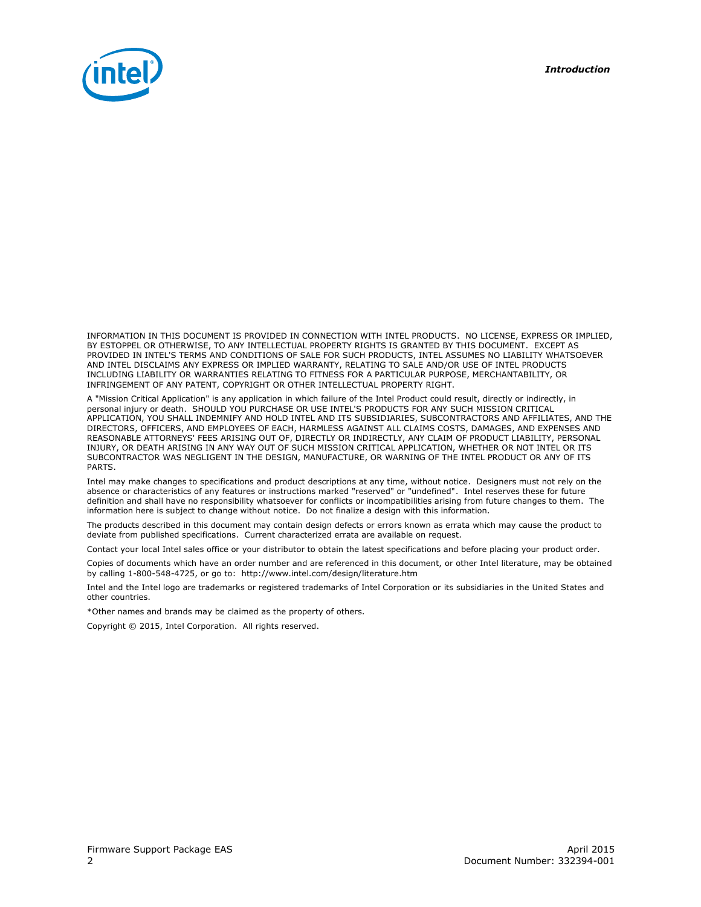INFORMATION IN THIS DOCUMENT IS PROVIDED IN CONNECTION WITH INTEL PRODUCTS. NO LICENSE, EXPRESS OR IMPLIED, BY ESTOPPEL OR OTHERWISE, TO ANY INTELLECTUAL PROPERTY RIGHTS IS GRANTED BY THIS DOCUMENT. EXCEPT AS PROVIDED IN INTEL'S TERMS AND CONDITIONS OF SALE FOR SUCH PRODUCTS, INTEL ASSUMES NO LIABILITY WHATSOEVER AND INTEL DISCLAIMS ANY EXPRESS OR IMPLIED WARRANTY, RELATING TO SALE AND/OR USE OF INTEL PRODUCTS INCLUDING LIABILITY OR WARRANTIES RELATING TO FITNESS FOR A PARTICULAR PURPOSE, MERCHANTABILITY, OR INFRINGEMENT OF ANY PATENT, COPYRIGHT OR OTHER INTELLECTUAL PROPERTY RIGHT.

A "Mission Critical Application" is any application in which failure of the Intel Product could result, directly or indirectly, in personal injury or death. SHOULD YOU PURCHASE OR USE INTEL'S PRODUCTS FOR ANY SUCH MISSION CRITICAL APPLICATION, YOU SHALL INDEMNIFY AND HOLD INTEL AND ITS SUBSIDIARIES, SUBCONTRACTORS AND AFFILIATES, AND THE DIRECTORS, OFFICERS, AND EMPLOYEES OF EACH, HARMLESS AGAINST ALL CLAIMS COSTS, DAMAGES, AND EXPENSES AND REASONABLE ATTORNEYS' FEES ARISING OUT OF, DIRECTLY OR INDIRECTLY, ANY CLAIM OF PRODUCT LIABILITY, PERSONAL INJURY, OR DEATH ARISING IN ANY WAY OUT OF SUCH MISSION CRITICAL APPLICATION, WHETHER OR NOT INTEL OR ITS SUBCONTRACTOR WAS NEGLIGENT IN THE DESIGN, MANUFACTURE, OR WARNING OF THE INTEL PRODUCT OR ANY OF ITS PARTS.

Intel may make changes to specifications and product descriptions at any time, without notice. Designers must not rely on the absence or characteristics of any features or instructions marked "reserved" or "undefined". Intel reserves these for future definition and shall have no responsibility whatsoever for conflicts or incompatibilities arising from future changes to them. The information here is subject to change without notice. Do not finalize a design with this information.

The products described in this document may contain design defects or errors known as errata which may cause the product to deviate from published specifications. Current characterized errata are available on request.

Contact your local Intel sales office or your distributor to obtain the latest specifications and before placing your product order.

Copies of documents which have an order number and are referenced in this document, or other Intel literature, may be obtained by calling 1-800-548-4725, or go to: http://www.intel.com/design/literature.htm

Intel and the Intel logo are trademarks or registered trademarks of Intel Corporation or its subsidiaries in the United States and other countries.

*Other names and brands may be claimed as the property of others.

Copyright © 2015, Intel Corporation. All rights reserved.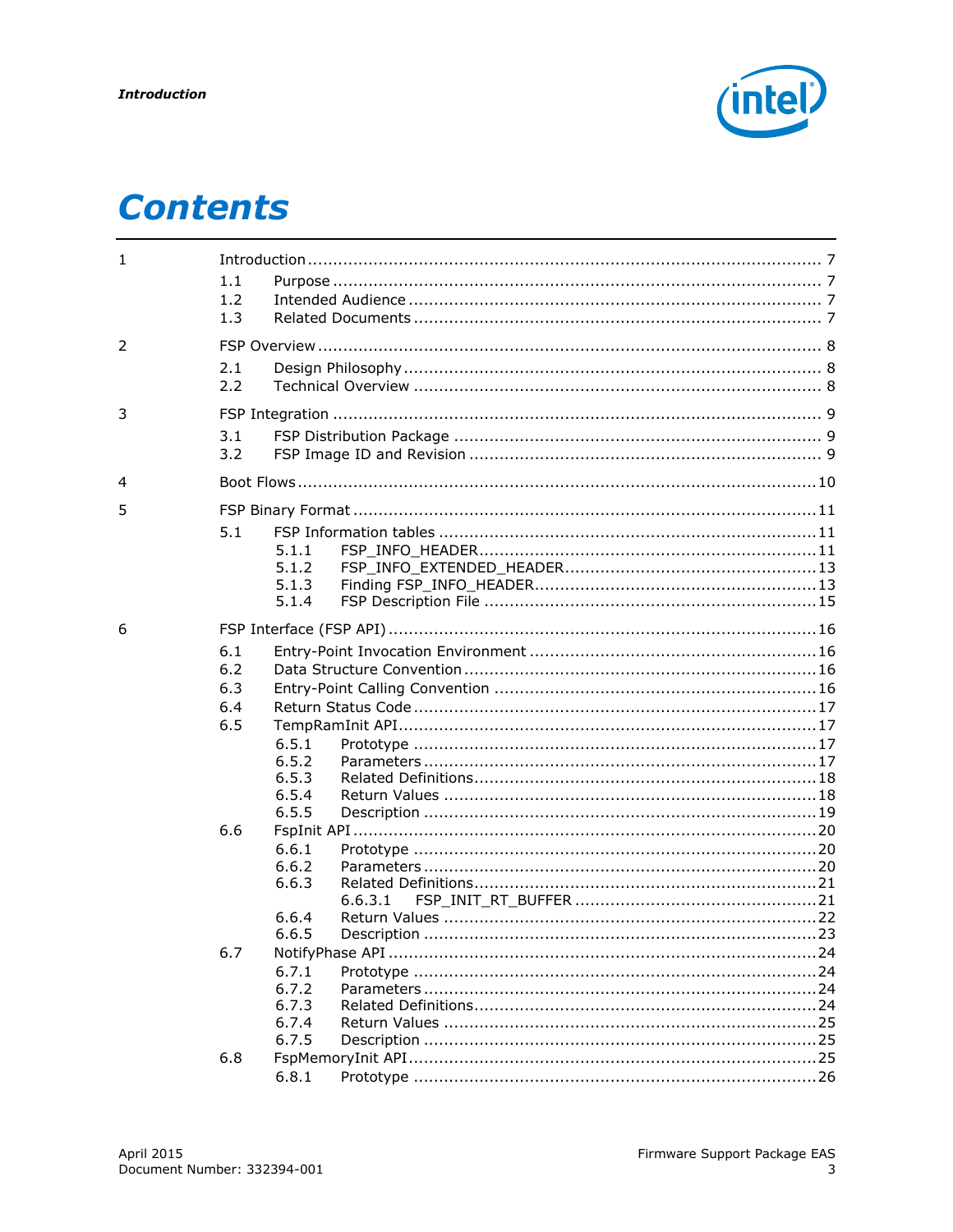# Contents

1 Introduction ..................................................................................................... 7
- 1.1 Purpose ................................................................................................ 7
- 1.2 Intended Audience ................................................................................. 7
- 1.3 Related Documents ................................................................................ 7

2 FSP Overview ................................................................................................... 8
- 2.1 Design Philosophy .................................................................................. 8
- 2.2 Technical Overview ................................................................................ 8

3 FSP Integration ................................................................................................ 9
- 3.1 FSP Distribution Package ........................................................................ 9
- 3.2 FSP Image ID and Revision ..................................................................... 9

4 Boot Flows ...................................................................................................... 10

5 FSP Binary Format ........................................................................................... 11
- 5.1 FSP Information tables .......................................................................... 11
  - 5.1.1 FSP_INFO_HEADER .................................................................. 11
  - 5.1.2 FSP_INFO_EXTENDED_HEADER ................................................. 13
  - 5.1.3 Finding FSP_INFO_HEADER ....................................................... 13
  - 5.1.4 FSP Description File .................................................................. 15

6 FSP Interface (FSP API) .................................................................................... 16
- 6.1 Entry-Point Invocation Environment ........................................................ 16
- 6.2 Data Structure Convention ..................................................................... 16
- 6.3 Entry-Point Calling Convention ............................................................... 16
- 6.4 Return Status Code ............................................................................... 17
- 6.5 TempRamInit API ................................................................................. 17
  - 6.5.1 Prototype ............................................................................... 17
  - 6.5.2 Parameters ............................................................................. 17
  - 6.5.3 Related Definitions ................................................................... 18
  - 6.5.4 Return Values ......................................................................... 18
  - 6.5.5 Description ............................................................................. 19
- 6.6 FspInit API .......................................................................................... 20
  - 6.6.1 Prototype ............................................................................... 20
  - 6.6.2 Parameters ............................................................................. 20
  - 6.6.3 Related Definitions ................................................................... 21
    - 6.6.3.1 FSP_INIT_RT_BUFFER ................................................ 21
  - 6.6.4 Return Values ......................................................................... 22
  - 6.6.5 Description ............................................................................. 23
- 6.7 NotifyPhase API ................................................................................... 24
  - 6.7.1 Prototype ............................................................................... 24
  - 6.7.2 Parameters ............................................................................. 24
  - 6.7.3 Related Definitions ................................................................... 24
  - 6.7.4 Return Values ......................................................................... 25
  - 6.7.5 Description ............................................................................. 25
- 6.8 FspMemoryInit API ............................................................................... 25
  - 6.8.1 Prototype ............................................................................... 26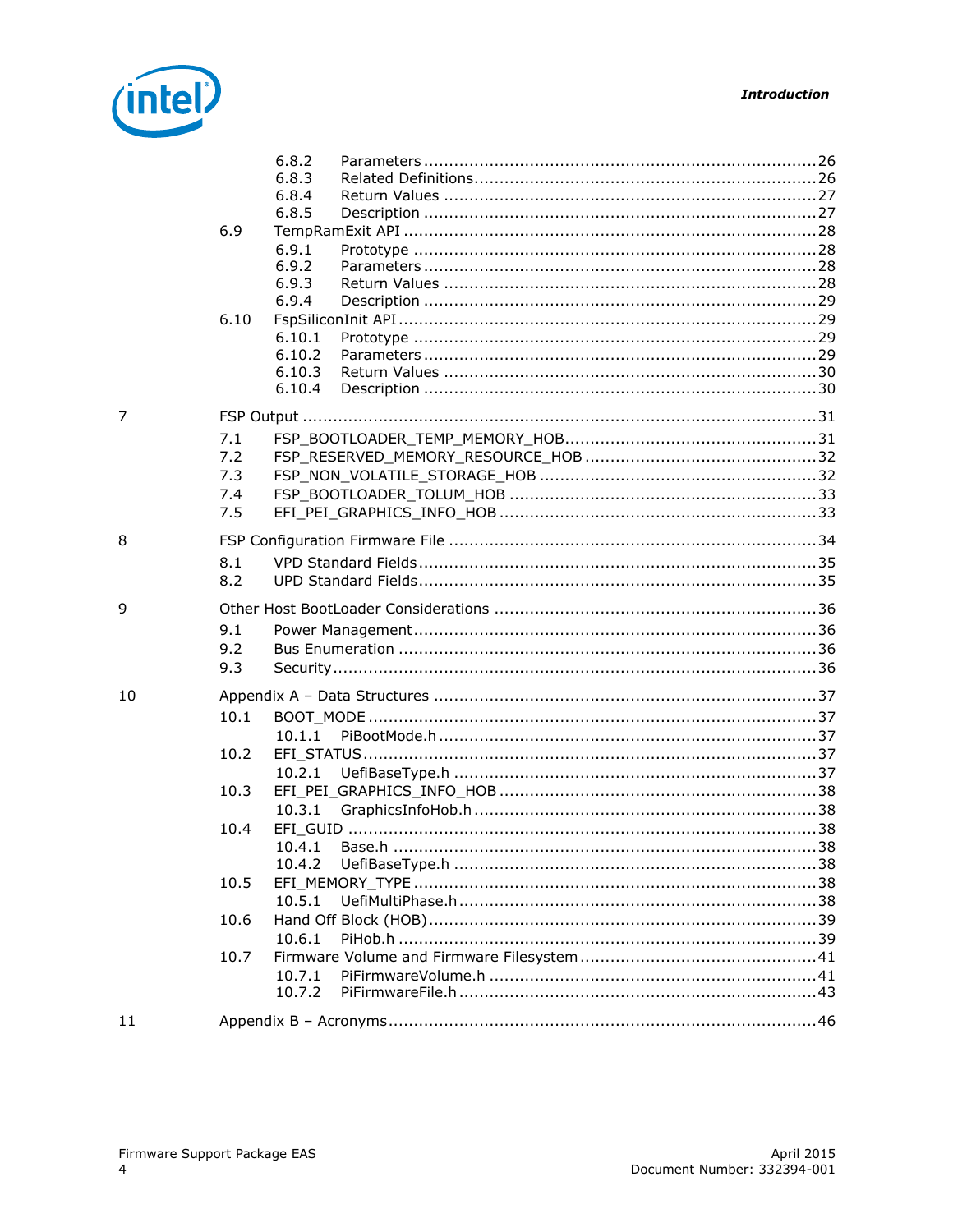6.8.2 Parameters ....................................................................26
6.8.3 Related Definitions.........................................................26
6.8.4 Return Values ...............................................................27
6.8.5 Description ....................................................................27

6.9 TempRamExit API ..........................................................................28
6.9.1 Prototype ......................................................................28
6.9.2 Parameters ....................................................................28
6.9.3 Return Values ...............................................................28
6.9.4 Description ....................................................................29

6.10 FspSiliconInit API ..........................................................................29
6.10.1 Prototype ......................................................................29
6.10.2 Parameters ....................................................................29
6.10.3 Return Values ...............................................................30
6.10.4 Description ....................................................................30

7 FSP Output .......................................................................................31
7.1 FSP_BOOTLOADER_TEMP_MEMORY_HOB.........................................31
7.2 FSP_RESERVED_MEMORY_RESOURCE_HOB .....................................32
7.3 FSP_NON_VOLATILE_STORAGE_HOB ..............................................32
7.4 FSP_BOOTLOADER_TOLUM_HOB ....................................................33
7.5 EFI_PEI_GRAPHICS_INFO_HOB ......................................................33

8 FSP Configuration Firmware File ..........................................................34
8.1 VPD Standard Fields......................................................................35
8.2 UPD Standard Fields......................................................................35

9 Other Host BootLoader Considerations ..................................................36
9.1 Power Management.......................................................................36
9.2 Bus Enumeration ..........................................................................36
9.3 Security........................................................................................36

10 Appendix A – Data Structures ..............................................................37
10.1 BOOT_MODE ..................................................................................37
10.1.1 PiBootMode.h ................................................................37
10.2 EFI_STATUS...................................................................................37
10.2.1 UefiBaseType.h .............................................................37
10.3 EFI_PEI_GRAPHICS_INFO_HOB ......................................................38
10.3.1 GraphicsInfoHob.h .........................................................38
10.4 EFI_GUID .....................................................................................38
10.4.1 Base.h ..........................................................................38
10.4.2 UefiBaseType.h .............................................................38
10.5 EFI_MEMORY_TYPE .......................................................................38
10.5.1 UefiMultiPhase.h ............................................................38
10.6 Hand Off Block (HOB).....................................................................39
10.6.1 PiHob.h .........................................................................39
10.7 Firmware Volume and Firmware Filesystem .......................................41
10.7.1 PiFirmwareVolume.h .......................................................41
10.7.2 PiFirmwareFile.h .............................................................43

11 Appendix B – Acronyms.......................................................................46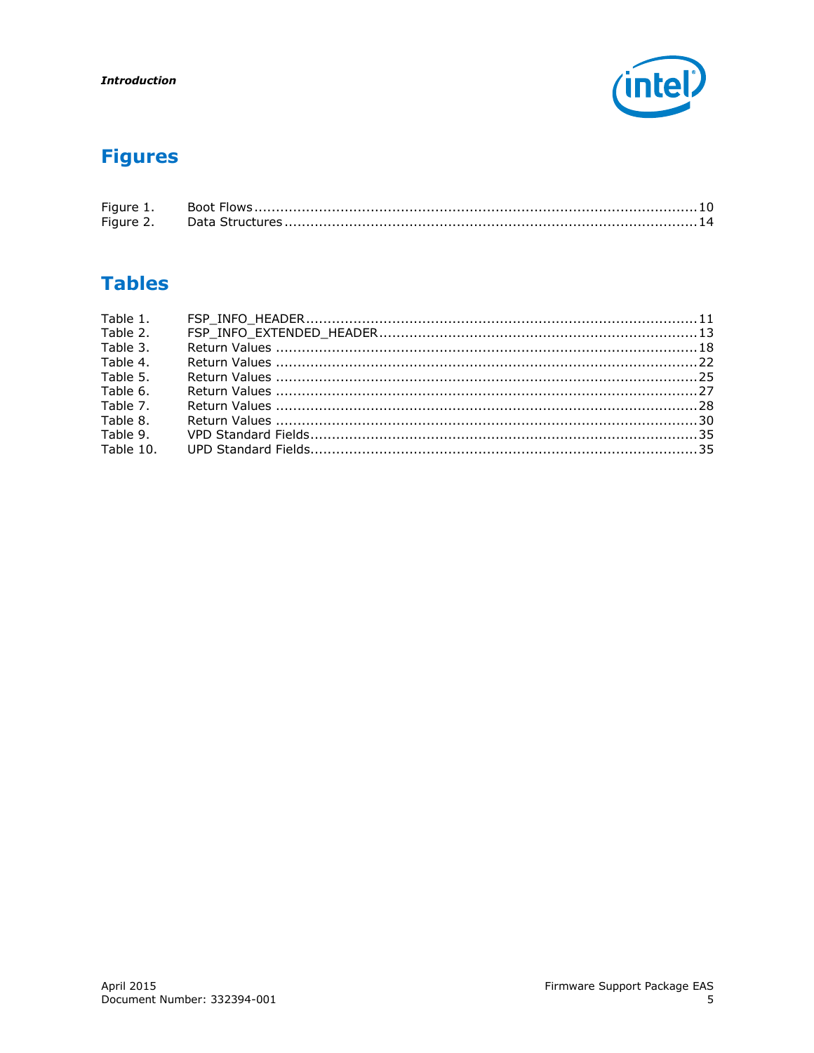# Figures

Figure 1. Boot Flows ........................................................................................................10
Figure 2. Data Structures ..................................................................................................14

# Tables

Table 1. FSP_INFO_HEADER..........................................................................................11
Table 2. FSP_INFO_EXTENDED_HEADER.........................................................................13
Table 3. Return Values ...................................................................................................18
Table 4. Return Values ...................................................................................................22
Table 5. Return Values ...................................................................................................25
Table 6. Return Values ...................................................................................................27
Table 7. Return Values ...................................................................................................28
Table 8. Return Values ...................................................................................................30
Table 9. VPD Standard Fields..........................................................................................35
Table 10. UPD Standard Fields..........................................................................................35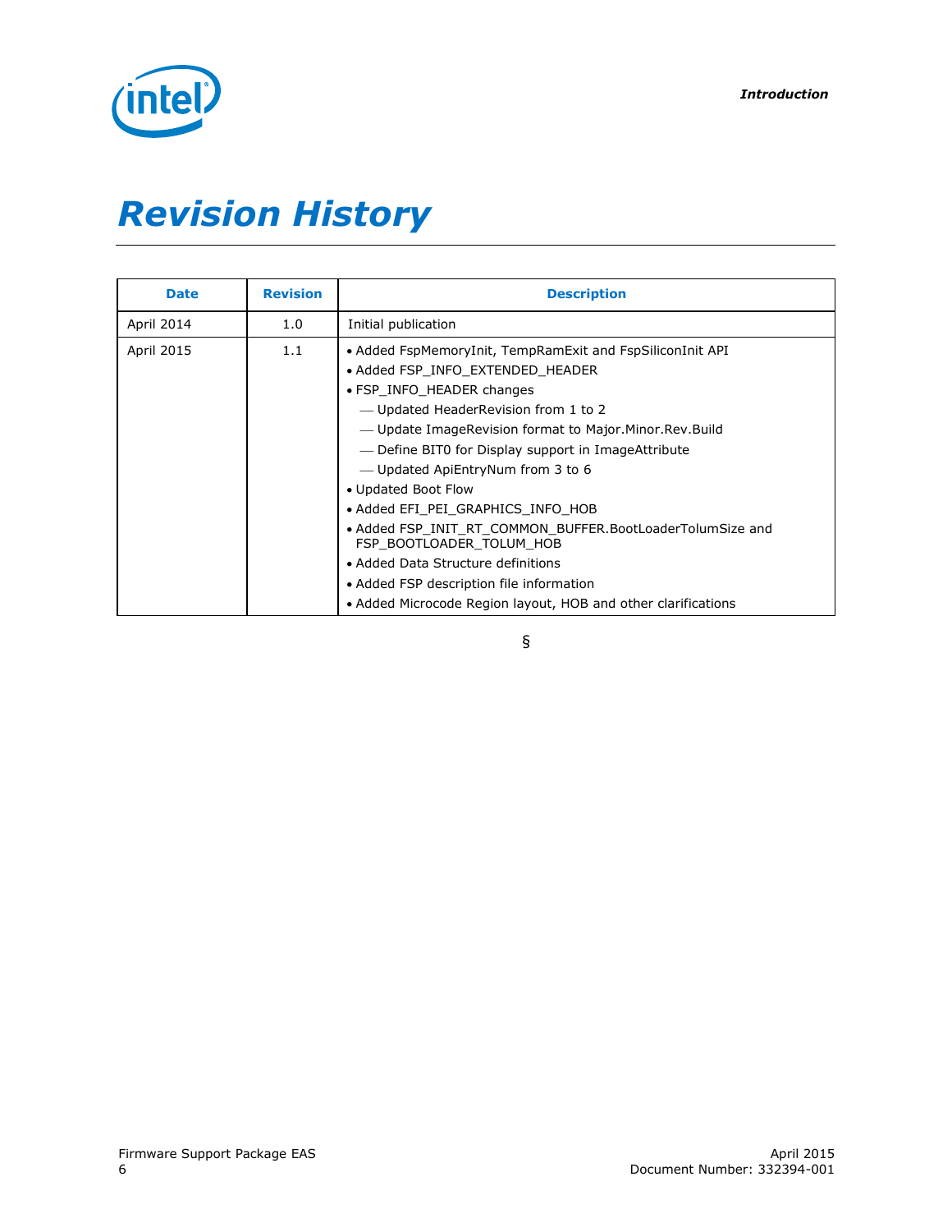# Revision History

| Date | Revision | Description |
|---|---|---|
| April 2014 | 1.0 | Initial publication |
| April 2015 | 1.1 | • Added FspMemoryInit, TempRamExit and FspSiliconInit API<br>• Added FSP_INFO_EXTENDED_HEADER<br>• FSP_INFO_HEADER changes<br>— Updated HeaderRevision from 1 to 2<br>— Update ImageRevision format to Major.Minor.Rev.Build<br>— Define BIT0 for Display support in ImageAttribute<br>— Updated ApiEntryNum from 3 to 6<br>• Updated Boot Flow<br>• Added EFI_PEI_GRAPHICS_INFO_HOB<br>• Added FSP_INIT_RT_COMMON_BUFFER.BootLoaderTolumSize and FSP_BOOTLOADER_TOLUM_HOB<br>• Added Data Structure definitions<br>• Added FSP description file information<br>• Added Microcode Region layout, HOB and other clarifications |

§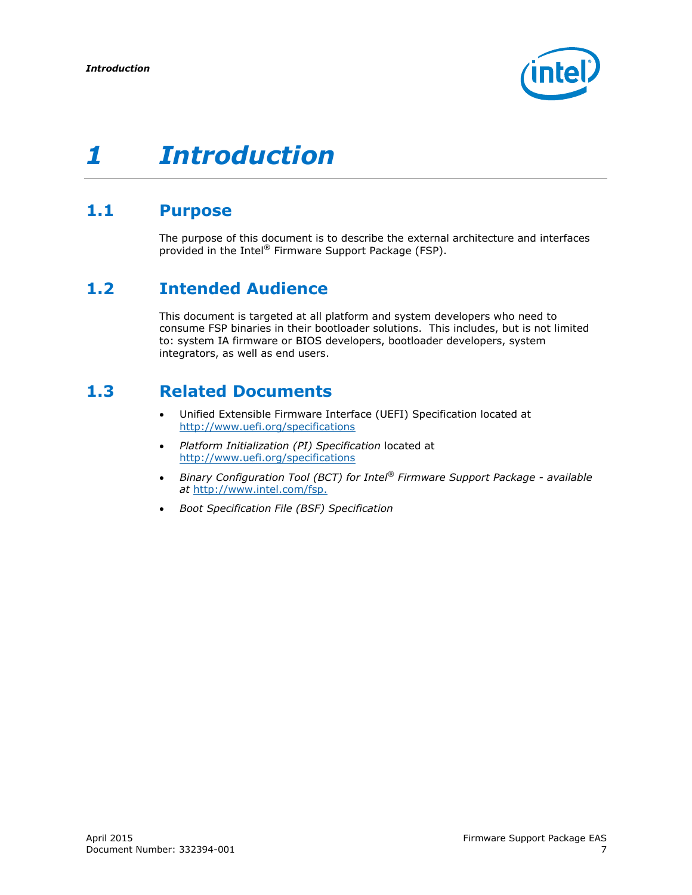# 1 Introduction

## 1.1 Purpose

The purpose of this document is to describe the external architecture and interfaces provided in the Intel® Firmware Support Package (FSP).

## 1.2 Intended Audience

This document is targeted at all platform and system developers who need to consume FSP binaries in their bootloader solutions. This includes, but is not limited to: system IA firmware or BIOS developers, bootloader developers, system integrators, as well as end users.

## 1.3 Related Documents

- Unified Extensible Firmware Interface (UEFI) Specification located at http://www.uefi.org/specifications
- *Platform Initialization (PI) Specification* located at http://www.uefi.org/specifications
- *Binary Configuration Tool (BCT) for Intel® Firmware Support Package - available at* http://www.intel.com/fsp.
- *Boot Specification File (BSF) Specification*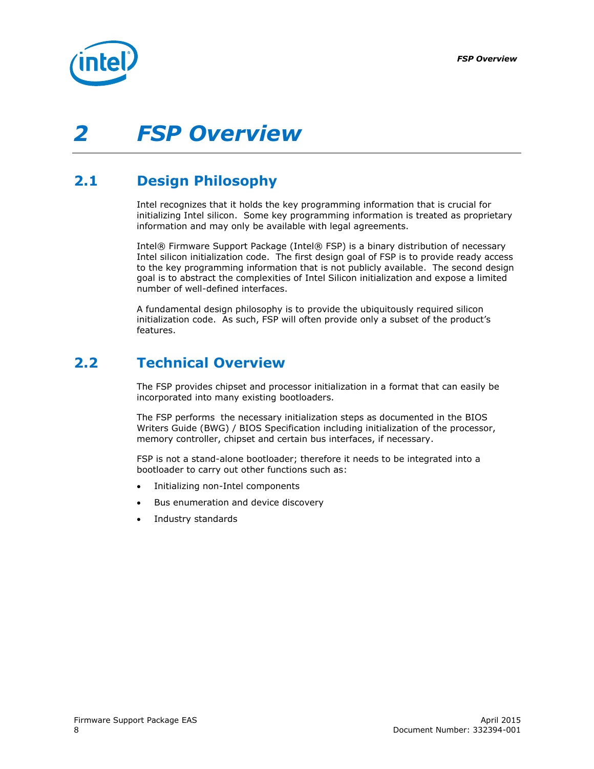# 2 FSP Overview

## 2.1 Design Philosophy

Intel recognizes that it holds the key programming information that is crucial for initializing Intel silicon. Some key programming information is treated as proprietary information and may only be available with legal agreements.

Intel® Firmware Support Package (Intel® FSP) is a binary distribution of necessary Intel silicon initialization code. The first design goal of FSP is to provide ready access to the key programming information that is not publicly available. The second design goal is to abstract the complexities of Intel Silicon initialization and expose a limited number of well-defined interfaces.

A fundamental design philosophy is to provide the ubiquitously required silicon initialization code. As such, FSP will often provide only a subset of the product's features.

## 2.2 Technical Overview

The FSP provides chipset and processor initialization in a format that can easily be incorporated into many existing bootloaders.

The FSP performs the necessary initialization steps as documented in the BIOS Writers Guide (BWG) / BIOS Specification including initialization of the processor, memory controller, chipset and certain bus interfaces, if necessary.

FSP is not a stand-alone bootloader; therefore it needs to be integrated into a bootloader to carry out other functions such as:

- Initializing non-Intel components
- Bus enumeration and device discovery
- Industry standards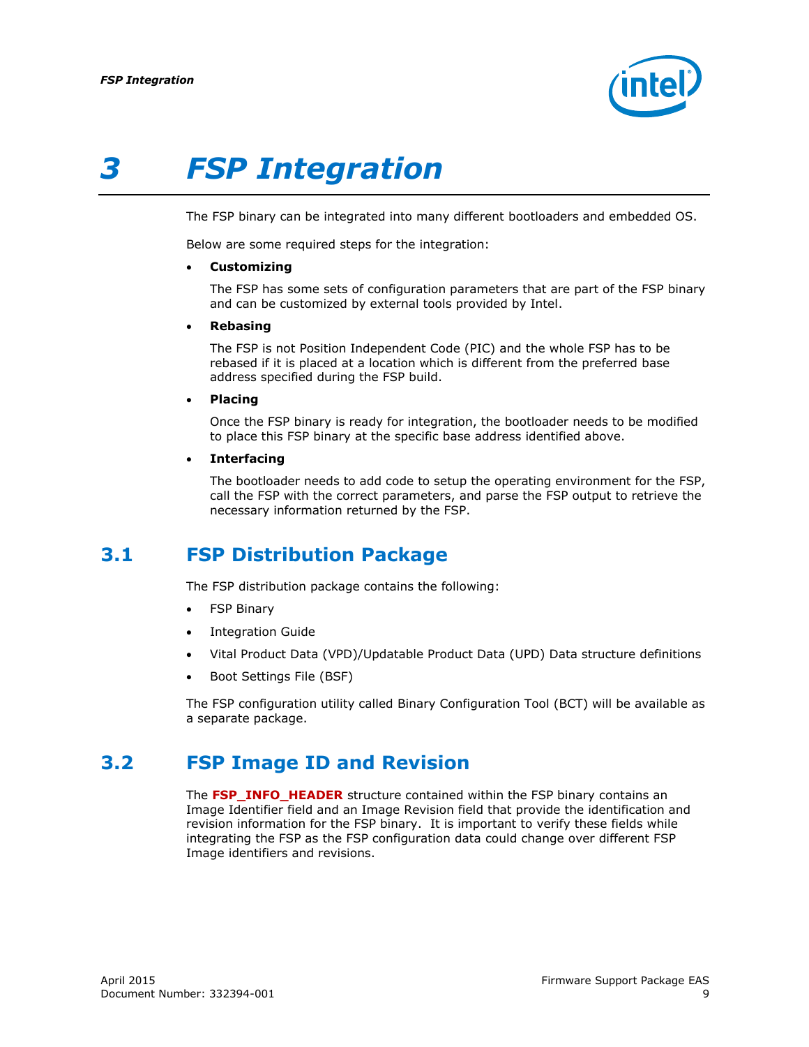# 3 FSP Integration

The FSP binary can be integrated into many different bootloaders and embedded OS.

Below are some required steps for the integration:

- **Customizing**

  The FSP has some sets of configuration parameters that are part of the FSP binary and can be customized by external tools provided by Intel.

- **Rebasing**

  The FSP is not Position Independent Code (PIC) and the whole FSP has to be rebased if it is placed at a location which is different from the preferred base address specified during the FSP build.

- **Placing**

  Once the FSP binary is ready for integration, the bootloader needs to be modified to place this FSP binary at the specific base address identified above.

- **Interfacing**

  The bootloader needs to add code to setup the operating environment for the FSP, call the FSP with the correct parameters, and parse the FSP output to retrieve the necessary information returned by the FSP.

## 3.1 FSP Distribution Package

The FSP distribution package contains the following:

- FSP Binary
- Integration Guide
- Vital Product Data (VPD)/Updatable Product Data (UPD) Data structure definitions
- Boot Settings File (BSF)

The FSP configuration utility called Binary Configuration Tool (BCT) will be available as a separate package.

## 3.2 FSP Image ID and Revision

The **FSP_INFO_HEADER** structure contained within the FSP binary contains an Image Identifier field and an Image Revision field that provide the identification and revision information for the FSP binary. It is important to verify these fields while integrating the FSP as the FSP configuration data could change over different FSP Image identifiers and revisions.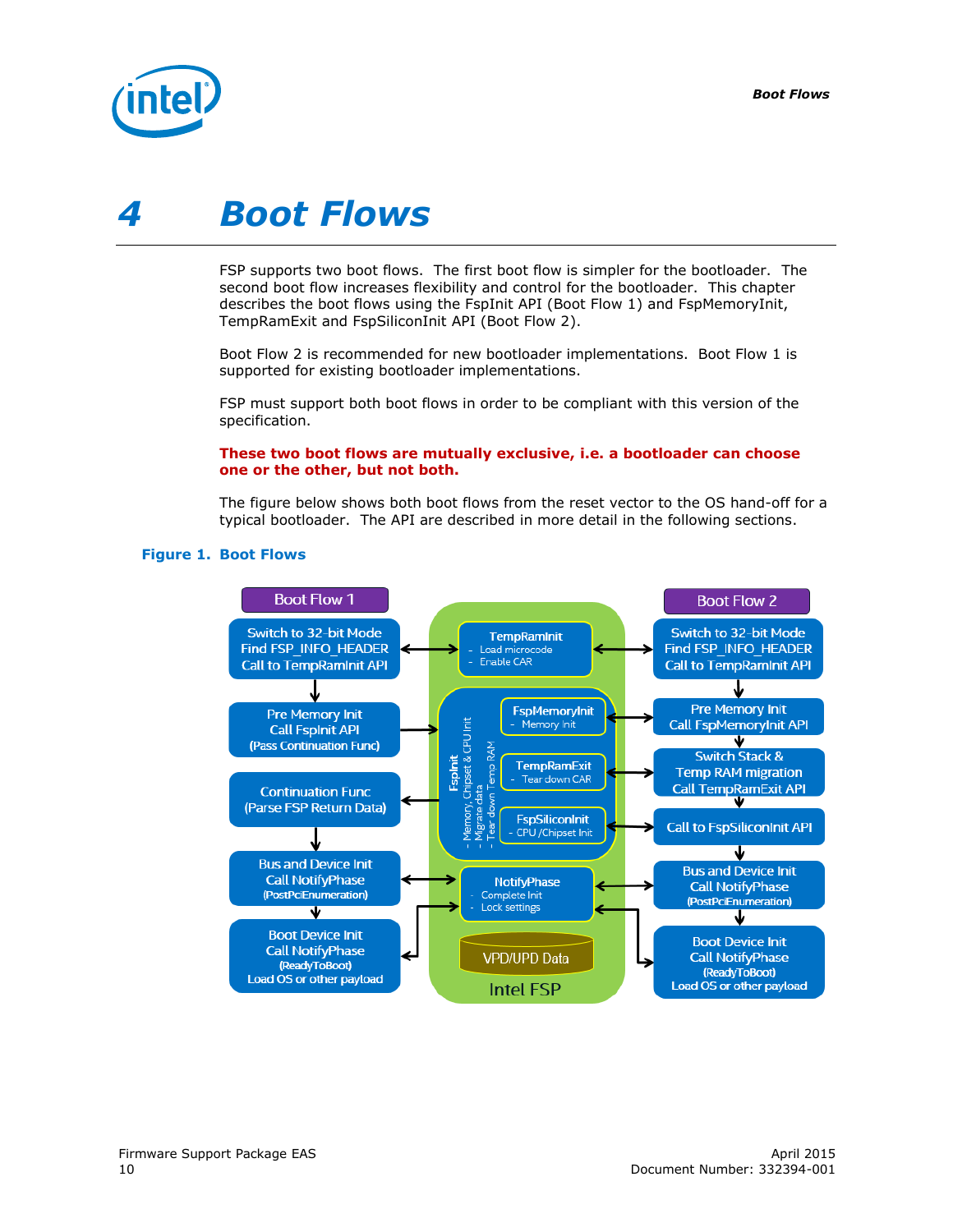# 4 Boot Flows

FSP supports two boot flows. The first boot flow is simpler for the bootloader. The second boot flow increases flexibility and control for the bootloader. This chapter describes the boot flows using the FspInit API (Boot Flow 1) and FspMemoryInit, TempRamExit and FspSiliconInit API (Boot Flow 2).

Boot Flow 2 is recommended for new bootloader implementations. Boot Flow 1 is supported for existing bootloader implementations.

FSP must support both boot flows in order to be compliant with this version of the specification.

**These two boot flows are mutually exclusive, i.e. a bootloader can choose one or the other, but not both.**

The figure below shows both boot flows from the reset vector to the OS hand-off for a typical bootloader. The API are described in more detail in the following sections.

**Figure 1. Boot Flows**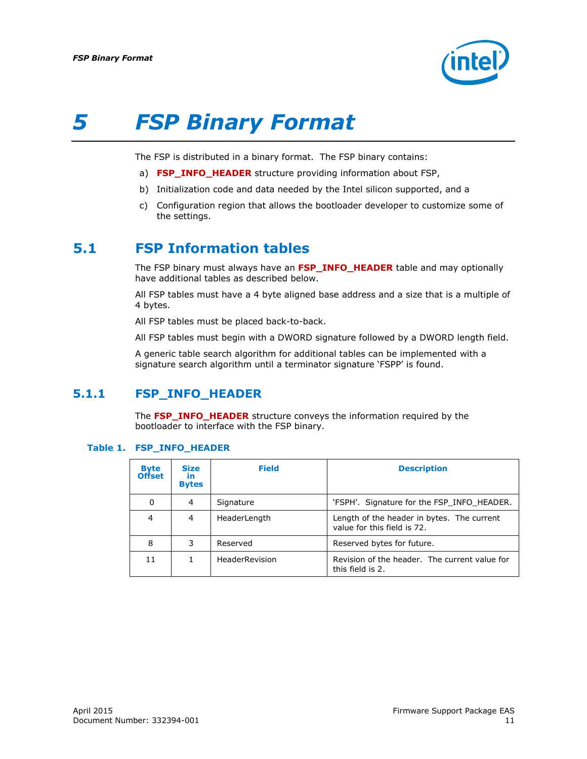# 5 FSP Binary Format

The FSP is distributed in a binary format. The FSP binary contains:

a) **FSP_INFO_HEADER** structure providing information about FSP,

b) Initialization code and data needed by the Intel silicon supported, and a

c) Configuration region that allows the bootloader developer to customize some of the settings.

## 5.1 FSP Information tables

The FSP binary must always have an **FSP_INFO_HEADER** table and may optionally have additional tables as described below.

All FSP tables must have a 4 byte aligned base address and a size that is a multiple of 4 bytes.

All FSP tables must be placed back-to-back.

All FSP tables must begin with a DWORD signature followed by a DWORD length field.

A generic table search algorithm for additional tables can be implemented with a signature search algorithm until a terminator signature 'FSPP' is found.

### 5.1.1 FSP_INFO_HEADER

The **FSP_INFO_HEADER** structure conveys the information required by the bootloader to interface with the FSP binary.

**Table 1. FSP_INFO_HEADER**

| Byte Offset | Size in Bytes | Field | Description |
|---|---|---|---|
| 0 | 4 | Signature | 'FSPH'. Signature for the FSP_INFO_HEADER. |
| 4 | 4 | HeaderLength | Length of the header in bytes. The current value for this field is 72. |
| 8 | 3 | Reserved | Reserved bytes for future. |
| 11 | 1 | HeaderRevision | Revision of the header. The current value for this field is 2. |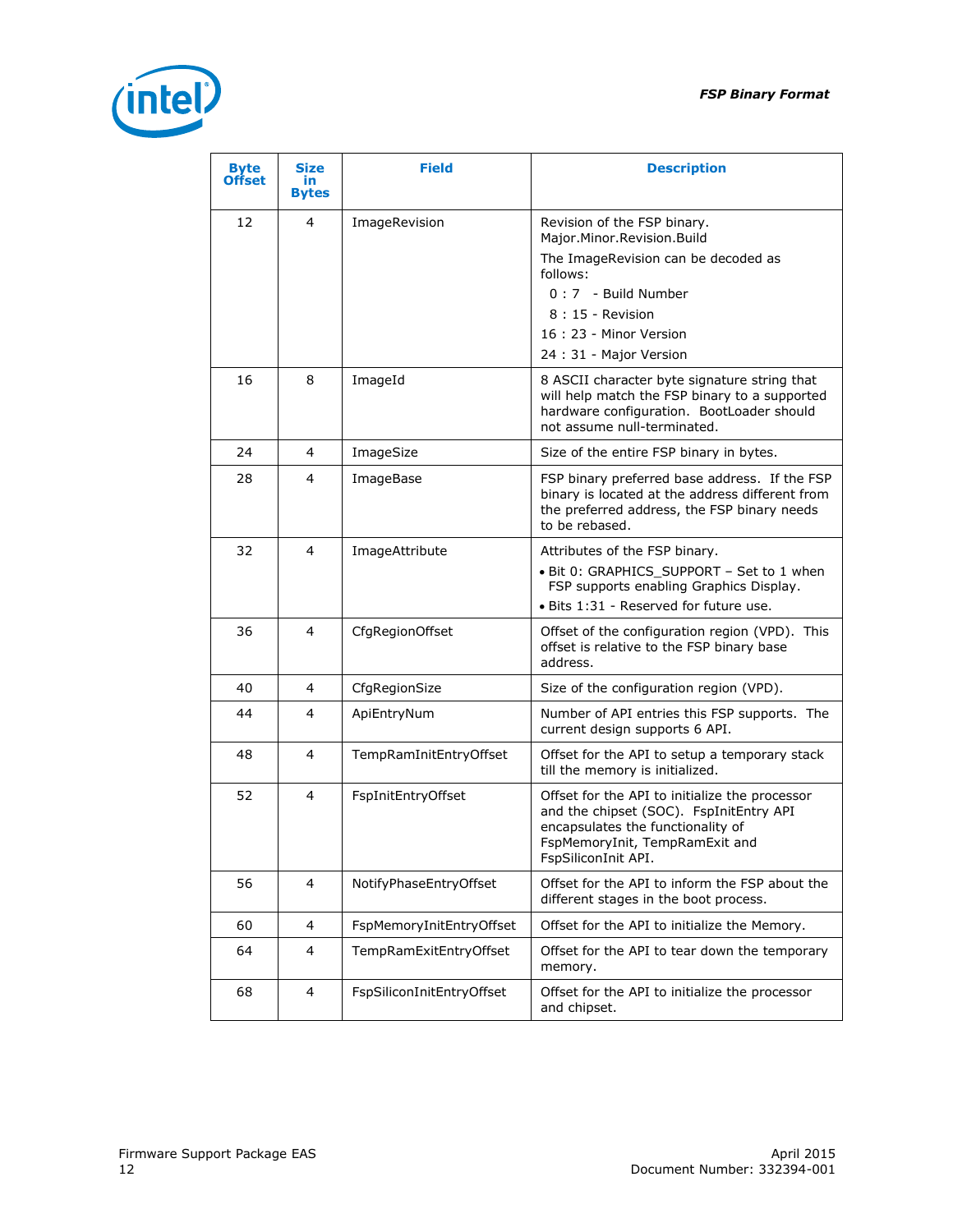| Byte Offset | Size in Bytes | Field | Description |
|---|---|---|---|
| 12 | 4 | ImageRevision | Revision of the FSP binary. Major.Minor.Revision.Build<br><br>The ImageRevision can be decoded as follows:<br>0 : 7 - Build Number<br>8 : 15 - Revision<br>16 : 23 - Minor Version<br>24 : 31 - Major Version |
| 16 | 8 | ImageId | 8 ASCII character byte signature string that will help match the FSP binary to a supported hardware configuration. BootLoader should not assume null-terminated. |
| 24 | 4 | ImageSize | Size of the entire FSP binary in bytes. |
| 28 | 4 | ImageBase | FSP binary preferred base address. If the FSP binary is located at the address different from the preferred address, the FSP binary needs to be rebased. |
| 32 | 4 | ImageAttribute | Attributes of the FSP binary.<br>• Bit 0: GRAPHICS_SUPPORT – Set to 1 when FSP supports enabling Graphics Display.<br>• Bits 1:31 - Reserved for future use. |
| 36 | 4 | CfgRegionOffset | Offset of the configuration region (VPD). This offset is relative to the FSP binary base address. |
| 40 | 4 | CfgRegionSize | Size of the configuration region (VPD). |
| 44 | 4 | ApiEntryNum | Number of API entries this FSP supports. The current design supports 6 API. |
| 48 | 4 | TempRamInitEntryOffset | Offset for the API to setup a temporary stack till the memory is initialized. |
| 52 | 4 | FspInitEntryOffset | Offset for the API to initialize the processor and the chipset (SOC). FspInitEntry API encapsulates the functionality of FspMemoryInit, TempRamExit and FspSiliconInit API. |
| 56 | 4 | NotifyPhaseEntryOffset | Offset for the API to inform the FSP about the different stages in the boot process. |
| 60 | 4 | FspMemoryInitEntryOffset | Offset for the API to initialize the Memory. |
| 64 | 4 | TempRamExitEntryOffset | Offset for the API to tear down the temporary memory. |
| 68 | 4 | FspSiliconInitEntryOffset | Offset for the API to initialize the processor and chipset. |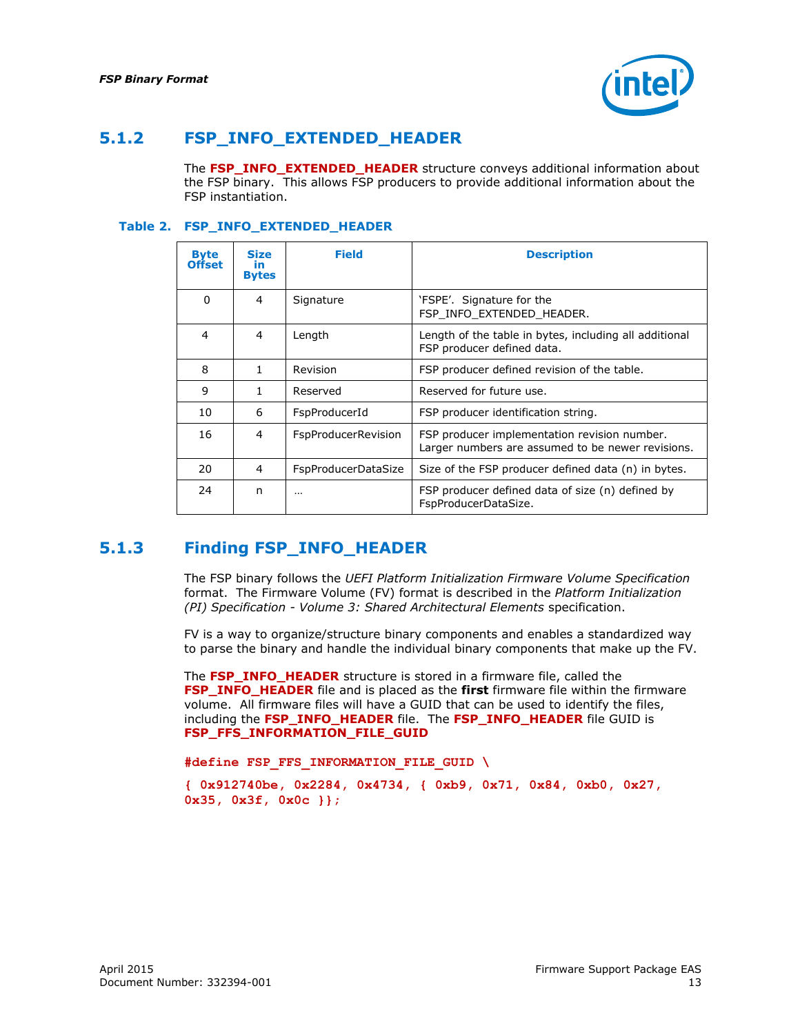### 5.1.2 FSP_INFO_EXTENDED_HEADER

The **FSP_INFO_EXTENDED_HEADER** structure conveys additional information about the FSP binary. This allows FSP producers to provide additional information about the FSP instantiation.

**Table 2. FSP_INFO_EXTENDED_HEADER**

| Byte Offset | Size in Bytes | Field | Description |
|---|---|---|---|
| 0 | 4 | Signature | 'FSPE'. Signature for the FSP_INFO_EXTENDED_HEADER. |
| 4 | 4 | Length | Length of the table in bytes, including all additional FSP producer defined data. |
| 8 | 1 | Revision | FSP producer defined revision of the table. |
| 9 | 1 | Reserved | Reserved for future use. |
| 10 | 6 | FspProducerId | FSP producer identification string. |
| 16 | 4 | FspProducerRevision | FSP producer implementation revision number. Larger numbers are assumed to be newer revisions. |
| 20 | 4 | FspProducerDataSize | Size of the FSP producer defined data (n) in bytes. |
| 24 | n | … | FSP producer defined data of size (n) defined by FspProducerDataSize. |

### 5.1.3 Finding FSP_INFO_HEADER

The FSP binary follows the *UEFI Platform Initialization Firmware Volume Specification* format. The Firmware Volume (FV) format is described in the *Platform Initialization (PI) Specification - Volume 3: Shared Architectural Elements* specification.

FV is a way to organize/structure binary components and enables a standardized way to parse the binary and handle the individual binary components that make up the FV.

The **FSP_INFO_HEADER** structure is stored in a firmware file, called the **FSP_INFO_HEADER** file and is placed as the **first** firmware file within the firmware volume. All firmware files will have a GUID that can be used to identify the files, including the **FSP_INFO_HEADER** file. The **FSP_INFO_HEADER** file GUID is **FSP_FFS_INFORMATION_FILE_GUID**

```
#define FSP_FFS_INFORMATION_FILE_GUID \
{ 0x912740be, 0x2284, 0x4734, { 0xb9, 0x71, 0x84, 0xb0, 0x27,
0x35, 0x3f, 0x0c }};
```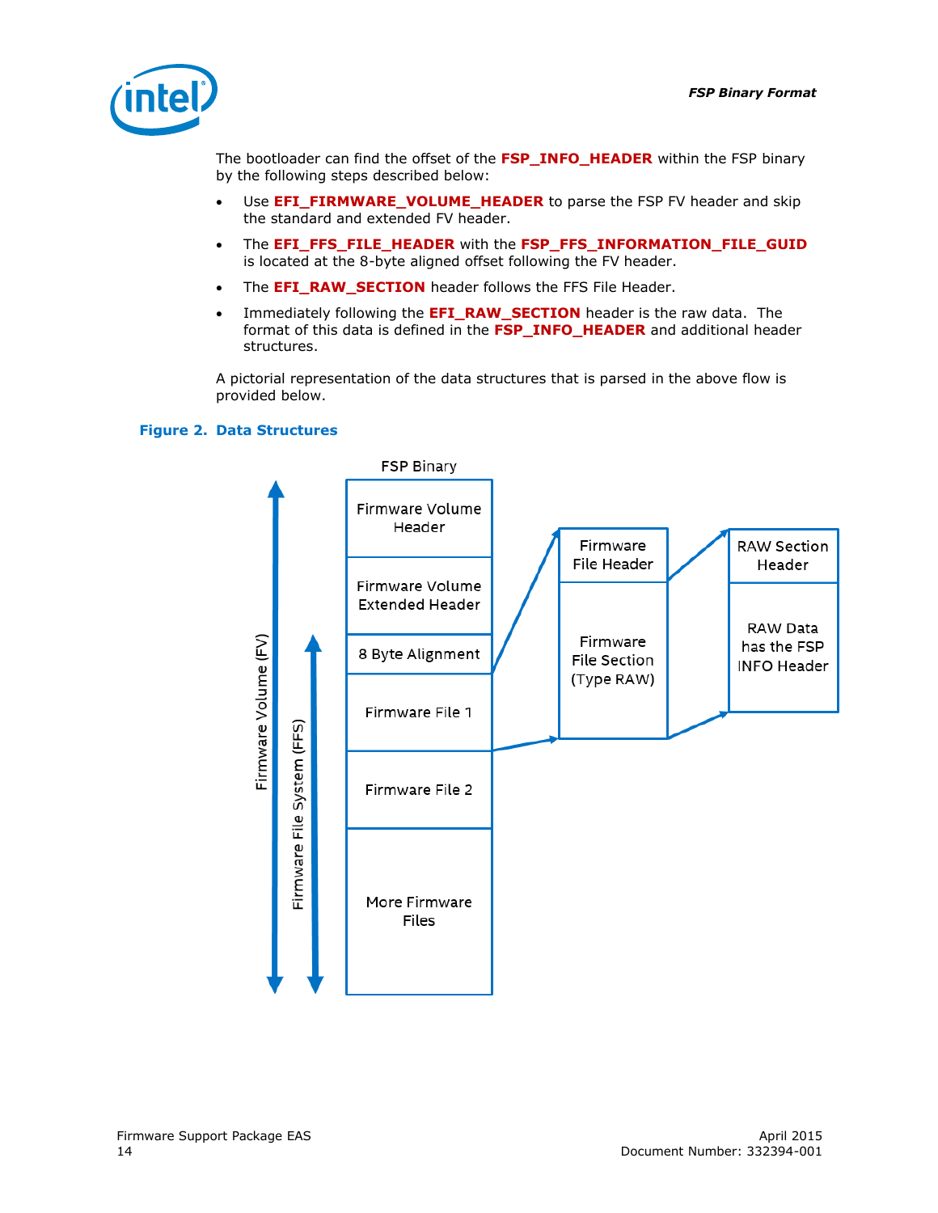The bootloader can find the offset of the **FSP_INFO_HEADER** within the FSP binary by the following steps described below:

- Use **EFI_FIRMWARE_VOLUME_HEADER** to parse the FSP FV header and skip the standard and extended FV header.
- The **EFI_FFS_FILE_HEADER** with the **FSP_FFS_INFORMATION_FILE_GUID** is located at the 8-byte aligned offset following the FV header.
- The **EFI_RAW_SECTION** header follows the FFS File Header.
- Immediately following the **EFI_RAW_SECTION** header is the raw data. The format of this data is defined in the **FSP_INFO_HEADER** and additional header structures.

A pictorial representation of the data structures that is parsed in the above flow is provided below.

**Figure 2. Data Structures**

FSP Binary

| Firmware Volume Header |
|---|
| Firmware Volume Extended Header |
| 8 Byte Alignment |
| Firmware File 1 |
| Firmware File 2 |
| More Firmware Files |

Firmware Volume (FV)

Firmware File System (FFS)

| Firmware File Header |
|---|
| Firmware File Section (Type RAW) |

| RAW Section Header |
|---|
| RAW Data has the FSP INFO Header |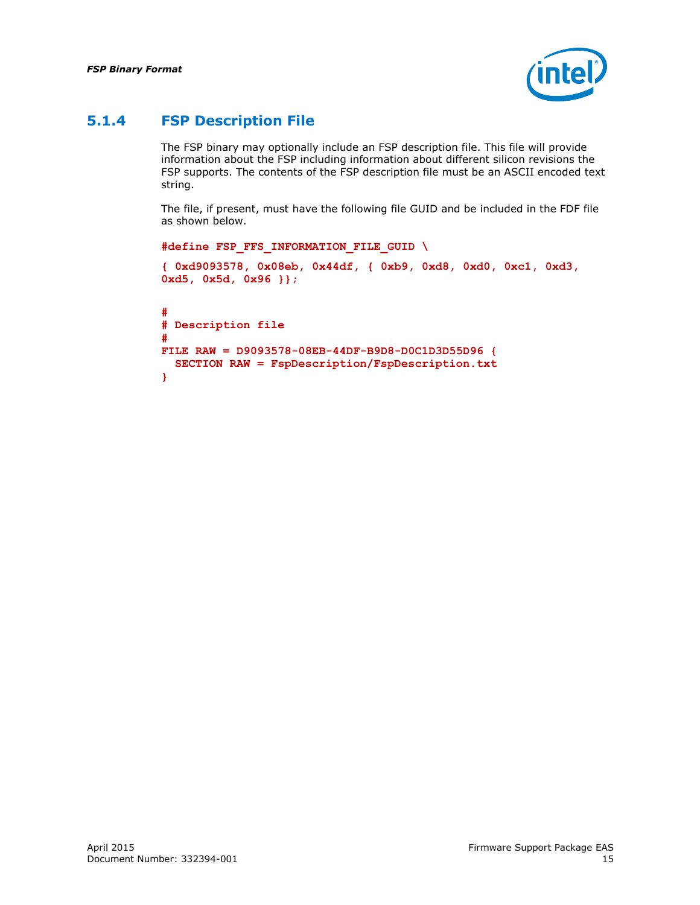### 5.1.4 FSP Description File

The FSP binary may optionally include an FSP description file. This file will provide information about the FSP including information about different silicon revisions the FSP supports. The contents of the FSP description file must be an ASCII encoded text string.

The file, if present, must have the following file GUID and be included in the FDF file as shown below.

```
#define FSP_FFS_INFORMATION_FILE_GUID \
{ 0xd9093578, 0x08eb, 0x44df, { 0xb9, 0xd8, 0xd0, 0xc1, 0xd3,
0xd5, 0x5d, 0x96 }};
```

```
#
# Description file
#
FILE RAW = D9093578-08EB-44DF-B9D8-D0C1D3D55D96 {
  SECTION RAW = FspDescription/FspDescription.txt
}
```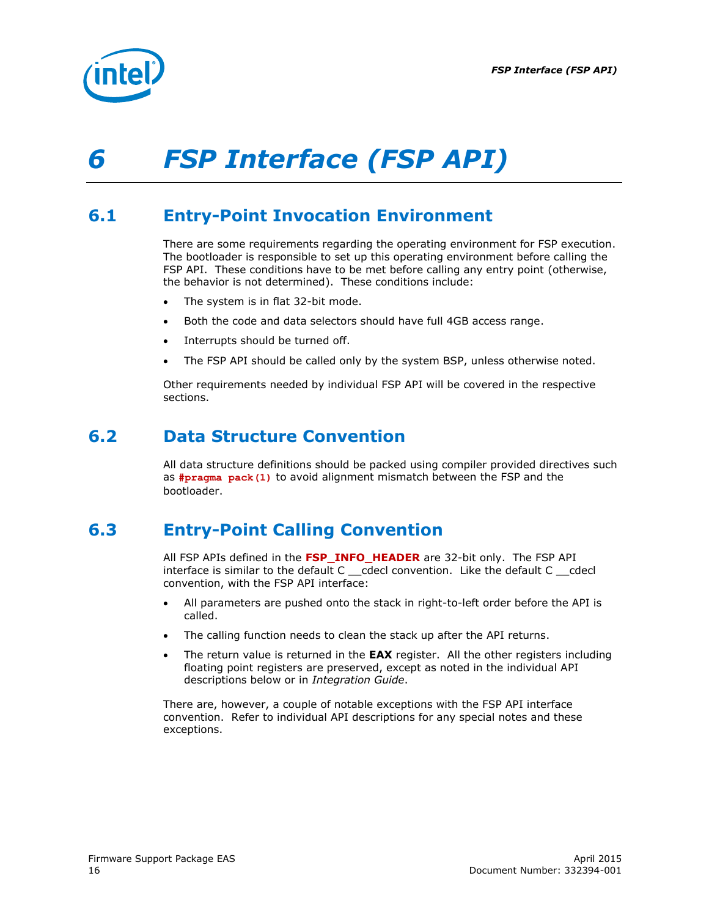# 6 FSP Interface (FSP API)

## 6.1 Entry-Point Invocation Environment

There are some requirements regarding the operating environment for FSP execution. The bootloader is responsible to set up this operating environment before calling the FSP API. These conditions have to be met before calling any entry point (otherwise, the behavior is not determined). These conditions include:

- The system is in flat 32-bit mode.
- Both the code and data selectors should have full 4GB access range.
- Interrupts should be turned off.
- The FSP API should be called only by the system BSP, unless otherwise noted.

Other requirements needed by individual FSP API will be covered in the respective sections.

## 6.2 Data Structure Convention

All data structure definitions should be packed using compiler provided directives such as `#pragma pack(1)` to avoid alignment mismatch between the FSP and the bootloader.

## 6.3 Entry-Point Calling Convention

All FSP APIs defined in the **FSP_INFO_HEADER** are 32-bit only. The FSP API interface is similar to the default C __cdecl convention. Like the default C __cdecl convention, with the FSP API interface:

- All parameters are pushed onto the stack in right-to-left order before the API is called.
- The calling function needs to clean the stack up after the API returns.
- The return value is returned in the **EAX** register. All the other registers including floating point registers are preserved, except as noted in the individual API descriptions below or in *Integration Guide*.

There are, however, a couple of notable exceptions with the FSP API interface convention. Refer to individual API descriptions for any special notes and these exceptions.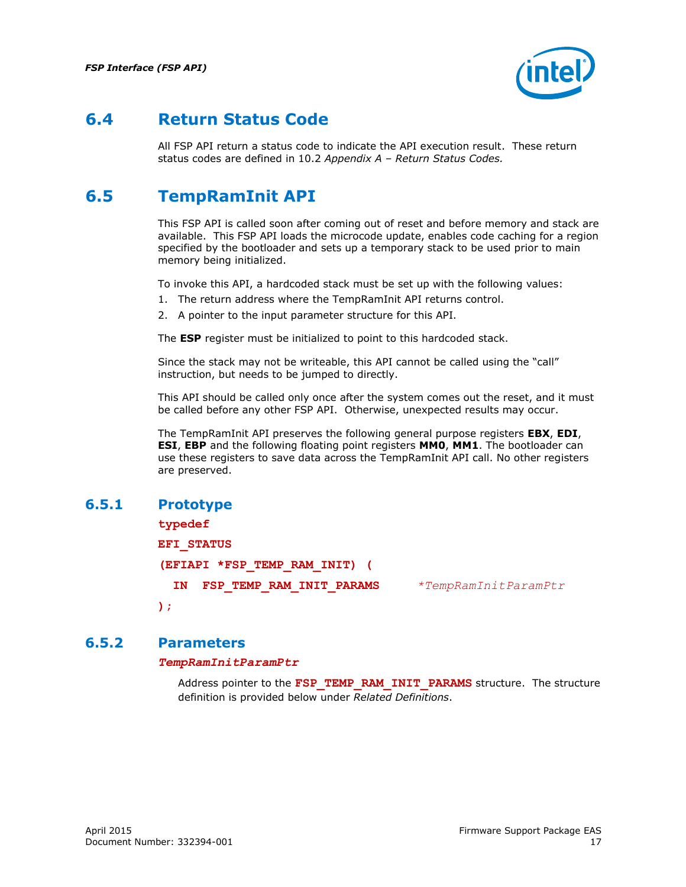## 6.4 Return Status Code

All FSP API return a status code to indicate the API execution result. These return status codes are defined in 10.2 *Appendix A – Return Status Codes.*

## 6.5 TempRamInit API

This FSP API is called soon after coming out of reset and before memory and stack are available. This FSP API loads the microcode update, enables code caching for a region specified by the bootloader and sets up a temporary stack to be used prior to main memory being initialized.

To invoke this API, a hardcoded stack must be set up with the following values:

1. The return address where the TempRamInit API returns control.
2. A pointer to the input parameter structure for this API.

The **ESP** register must be initialized to point to this hardcoded stack.

Since the stack may not be writeable, this API cannot be called using the "call" instruction, but needs to be jumped to directly.

This API should be called only once after the system comes out the reset, and it must be called before any other FSP API. Otherwise, unexpected results may occur.

The TempRamInit API preserves the following general purpose registers **EBX**, **EDI**, **ESI**, **EBP** and the following floating point registers **MM0**, **MM1**. The bootloader can use these registers to save data across the TempRamInit API call. No other registers are preserved.

### 6.5.1 Prototype

```
typedef
EFI_STATUS
(EFIAPI *FSP_TEMP_RAM_INIT) (
  IN  FSP_TEMP_RAM_INIT_PARAMS      *TempRamInitParamPtr
);
```

### 6.5.2 Parameters

***TempRamInitParamPtr***

Address pointer to the **FSP_TEMP_RAM_INIT_PARAMS** structure. The structure definition is provided below under *Related Definitions*.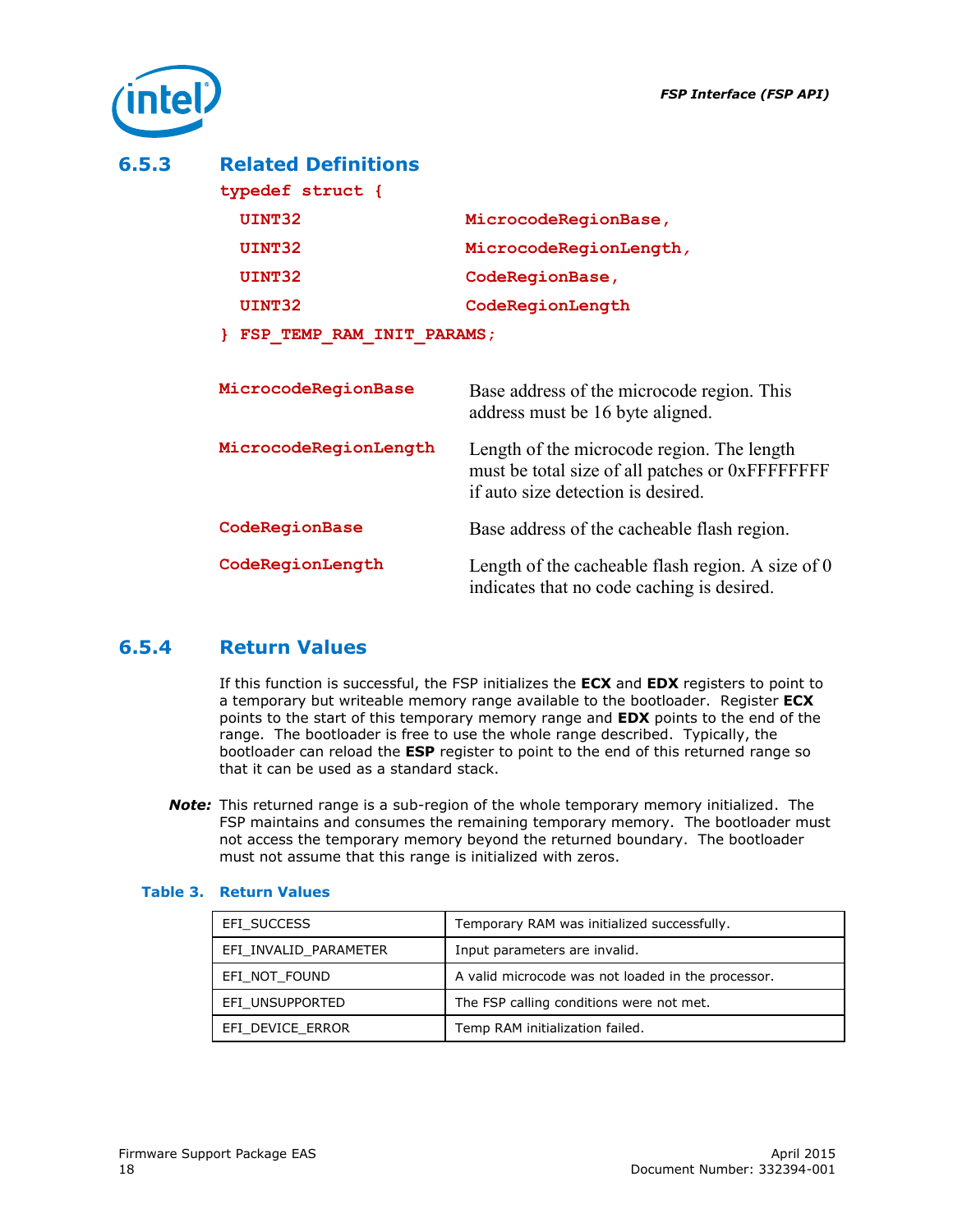### 6.5.3 Related Definitions

```
typedef struct {
  UINT32              MicrocodeRegionBase,
  UINT32              MicrocodeRegionLength,
  UINT32              CodeRegionBase,
  UINT32              CodeRegionLength
} FSP_TEMP_RAM_INIT_PARAMS;
```

**MicrocodeRegionBase** Base address of the microcode region. This address must be 16 byte aligned.

**MicrocodeRegionLength** Length of the microcode region. The length must be total size of all patches or 0xFFFFFFFF if auto size detection is desired.

**CodeRegionBase** Base address of the cacheable flash region.

**CodeRegionLength** Length of the cacheable flash region. A size of 0 indicates that no code caching is desired.

### 6.5.4 Return Values

If this function is successful, the FSP initializes the **ECX** and **EDX** registers to point to a temporary but writeable memory range available to the bootloader. Register **ECX** points to the start of this temporary memory range and **EDX** points to the end of the range. The bootloader is free to use the whole range described. Typically, the bootloader can reload the **ESP** register to point to the end of this returned range so that it can be used as a standard stack.

***Note:*** This returned range is a sub-region of the whole temporary memory initialized. The FSP maintains and consumes the remaining temporary memory. The bootloader must not access the temporary memory beyond the returned boundary. The bootloader must not assume that this range is initialized with zeros.

**Table 3. Return Values**

| | |
|---|---|
| EFI_SUCCESS | Temporary RAM was initialized successfully. |
| EFI_INVALID_PARAMETER | Input parameters are invalid. |
| EFI_NOT_FOUND | A valid microcode was not loaded in the processor. |
| EFI_UNSUPPORTED | The FSP calling conditions were not met. |
| EFI_DEVICE_ERROR | Temp RAM initialization failed. |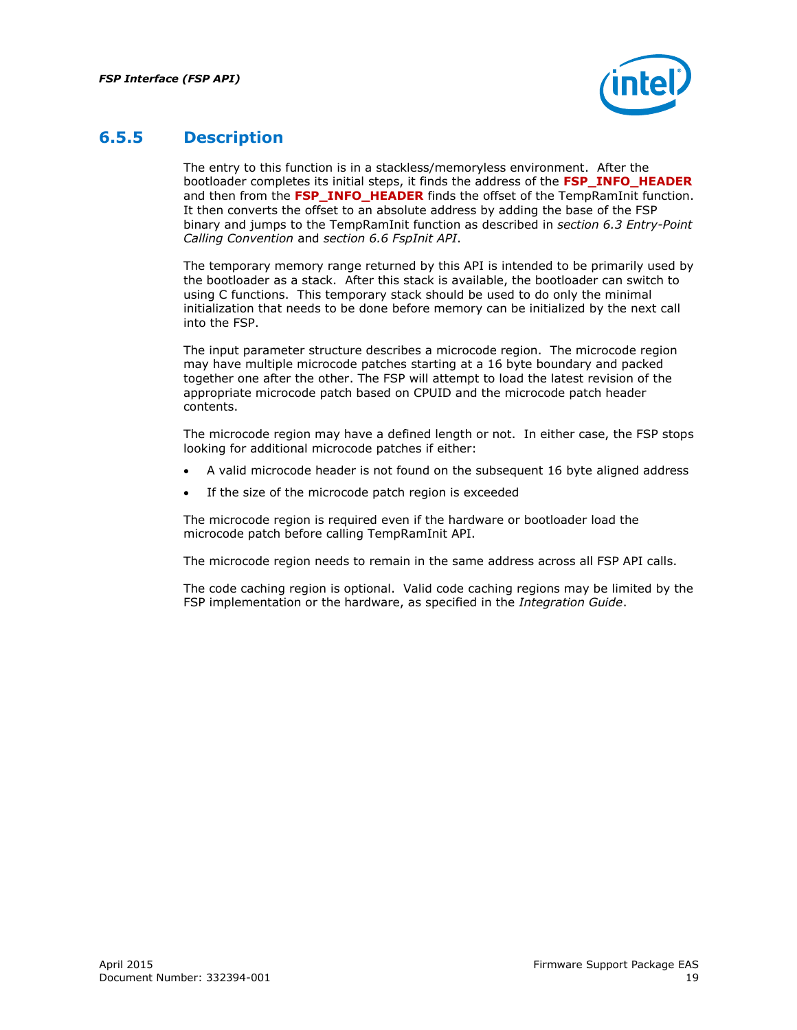### 6.5.5 Description

The entry to this function is in a stackless/memoryless environment. After the bootloader completes its initial steps, it finds the address of the **FSP_INFO_HEADER** and then from the **FSP_INFO_HEADER** finds the offset of the TempRamInit function. It then converts the offset to an absolute address by adding the base of the FSP binary and jumps to the TempRamInit function as described in *section 6.3 Entry-Point Calling Convention* and *section 6.6 FspInit API*.

The temporary memory range returned by this API is intended to be primarily used by the bootloader as a stack. After this stack is available, the bootloader can switch to using C functions. This temporary stack should be used to do only the minimal initialization that needs to be done before memory can be initialized by the next call into the FSP.

The input parameter structure describes a microcode region. The microcode region may have multiple microcode patches starting at a 16 byte boundary and packed together one after the other. The FSP will attempt to load the latest revision of the appropriate microcode patch based on CPUID and the microcode patch header contents.

The microcode region may have a defined length or not. In either case, the FSP stops looking for additional microcode patches if either:

- A valid microcode header is not found on the subsequent 16 byte aligned address
- If the size of the microcode patch region is exceeded

The microcode region is required even if the hardware or bootloader load the microcode patch before calling TempRamInit API.

The microcode region needs to remain in the same address across all FSP API calls.

The code caching region is optional. Valid code caching regions may be limited by the FSP implementation or the hardware, as specified in the *Integration Guide*.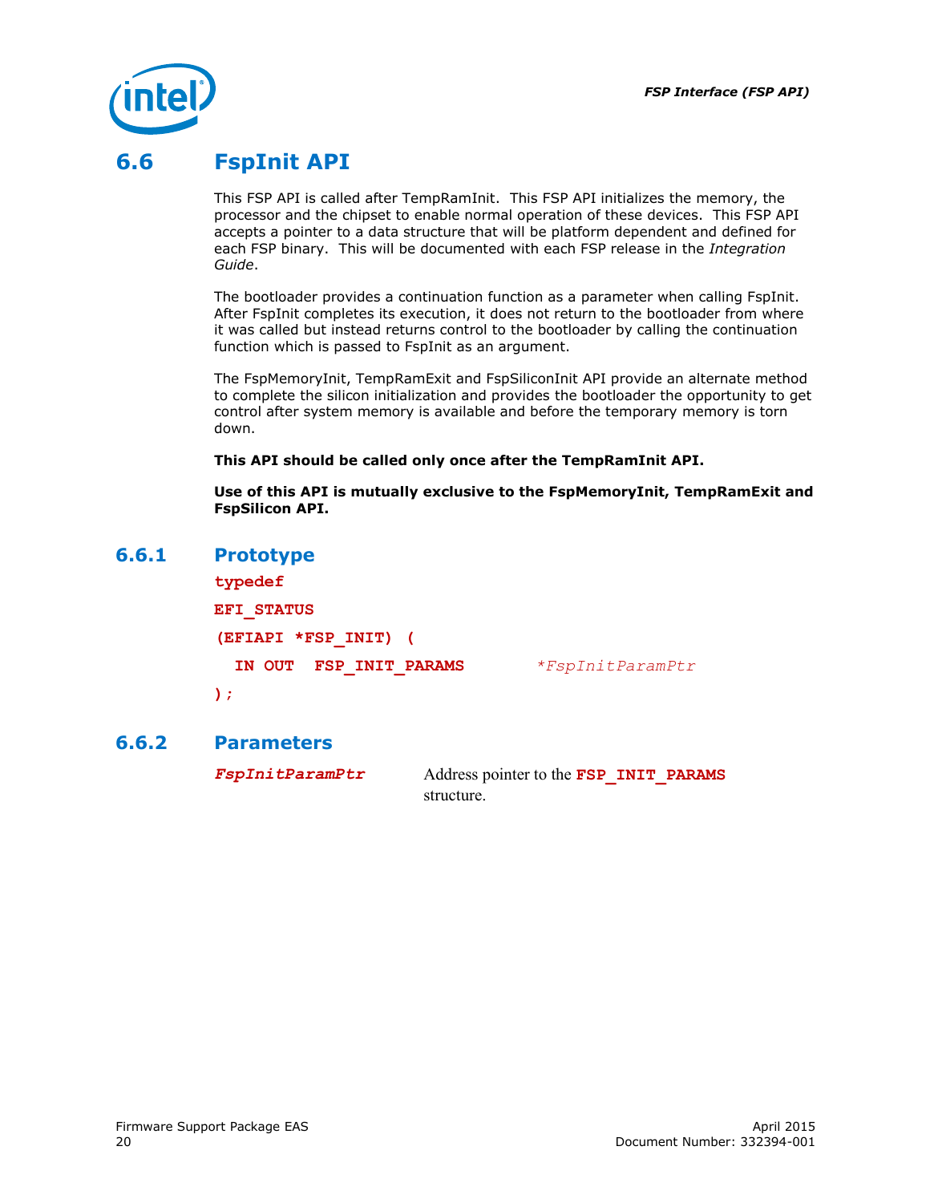## 6.6 FspInit API

This FSP API is called after TempRamInit. This FSP API initializes the memory, the processor and the chipset to enable normal operation of these devices. This FSP API accepts a pointer to a data structure that will be platform dependent and defined for each FSP binary. This will be documented with each FSP release in the *Integration Guide*.

The bootloader provides a continuation function as a parameter when calling FspInit. After FspInit completes its execution, it does not return to the bootloader from where it was called but instead returns control to the bootloader by calling the continuation function which is passed to FspInit as an argument.

The FspMemoryInit, TempRamExit and FspSiliconInit API provide an alternate method to complete the silicon initialization and provides the bootloader the opportunity to get control after system memory is available and before the temporary memory is torn down.

**This API should be called only once after the TempRamInit API.**

**Use of this API is mutually exclusive to the FspMemoryInit, TempRamExit and FspSilicon API.**

### 6.6.1 Prototype

```
typedef
EFI_STATUS
(EFIAPI *FSP_INIT) (
  IN OUT  FSP_INIT_PARAMS        *FspInitParamPtr
);
```

### 6.6.2 Parameters

| | |
|---|---|
| ***FspInitParamPtr*** | Address pointer to the **FSP_INIT_PARAMS** structure. |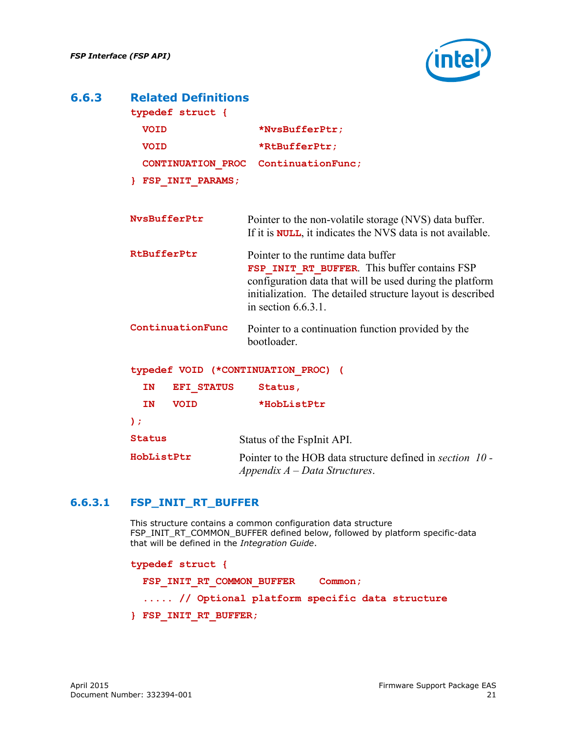### 6.6.3 Related Definitions

```
typedef struct {
  VOID                 *NvsBufferPtr;
  VOID                 *RtBufferPtr;
  CONTINUATION_PROC    ContinuationFunc;
} FSP_INIT_PARAMS;
```

| | |
|---|---|
| **NvsBufferPtr** | Pointer to the non-volatile storage (NVS) data buffer. If it is **NULL**, it indicates the NVS data is not available. |
| **RtBufferPtr** | Pointer to the runtime data buffer **FSP_INIT_RT_BUFFER**. This buffer contains FSP configuration data that will be used during the platform initialization. The detailed structure layout is described in section 6.6.3.1. |
| **ContinuationFunc** | Pointer to a continuation function provided by the bootloader. |

```
typedef VOID (*CONTINUATION_PROC) (
  IN   EFI_STATUS    Status,
  IN   VOID          *HobListPtr
);
```

| | |
|---|---|
| **Status** | Status of the FspInit API. |
| **HobListPtr** | Pointer to the HOB data structure defined in *section 10 - Appendix A – Data Structures*. |

#### 6.6.3.1 FSP_INIT_RT_BUFFER

This structure contains a common configuration data structure FSP_INIT_RT_COMMON_BUFFER defined below, followed by platform specific-data that will be defined in the *Integration Guide*.

```
typedef struct {
  FSP_INIT_RT_COMMON_BUFFER    Common;
  ..... // Optional platform specific data structure
} FSP_INIT_RT_BUFFER;
```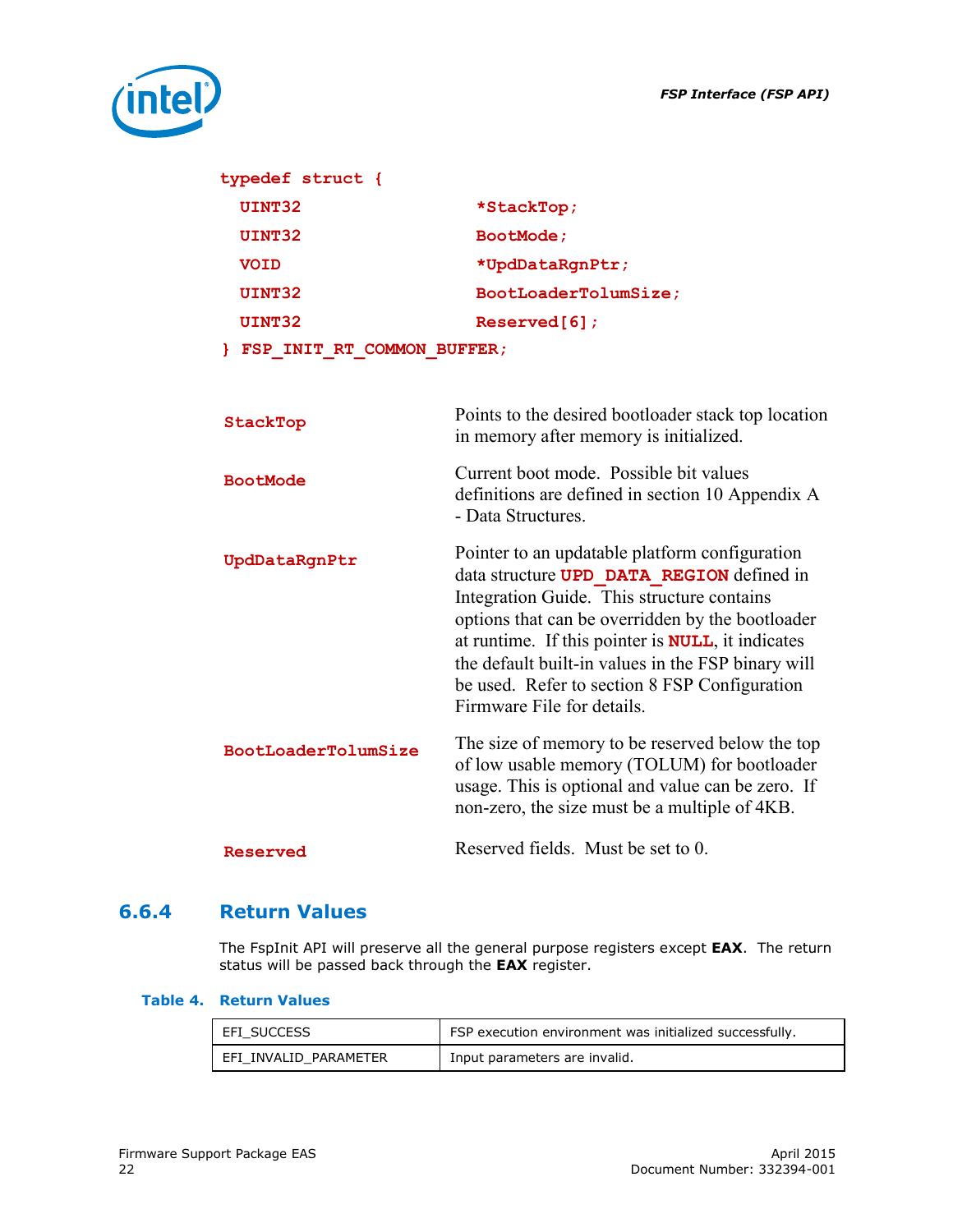```
typedef struct {
  UINT32                *StackTop;
  UINT32                BootMode;
  VOID                  *UpdDataRgnPtr;
  UINT32                BootLoaderTolumSize;
  UINT32                Reserved[6];
} FSP_INIT_RT_COMMON_BUFFER;
```

**StackTop** — Points to the desired bootloader stack top location in memory after memory is initialized.

**BootMode** — Current boot mode. Possible bit values definitions are defined in section 10 Appendix A - Data Structures.

**UpdDataRgnPtr** — Pointer to an updatable platform configuration data structure **UPD_DATA_REGION** defined in Integration Guide. This structure contains options that can be overridden by the bootloader at runtime. If this pointer is **NULL**, it indicates the default built-in values in the FSP binary will be used. Refer to section 8 FSP Configuration Firmware File for details.

**BootLoaderTolumSize** — The size of memory to be reserved below the top of low usable memory (TOLUM) for bootloader usage. This is optional and value can be zero. If non-zero, the size must be a multiple of 4KB.

**Reserved** — Reserved fields. Must be set to 0.

### 6.6.4 Return Values

The FspInit API will preserve all the general purpose registers except **EAX**. The return status will be passed back through the **EAX** register.

**Table 4. Return Values**

| | |
|---|---|
| EFI_SUCCESS | FSP execution environment was initialized successfully. |
| EFI_INVALID_PARAMETER | Input parameters are invalid. |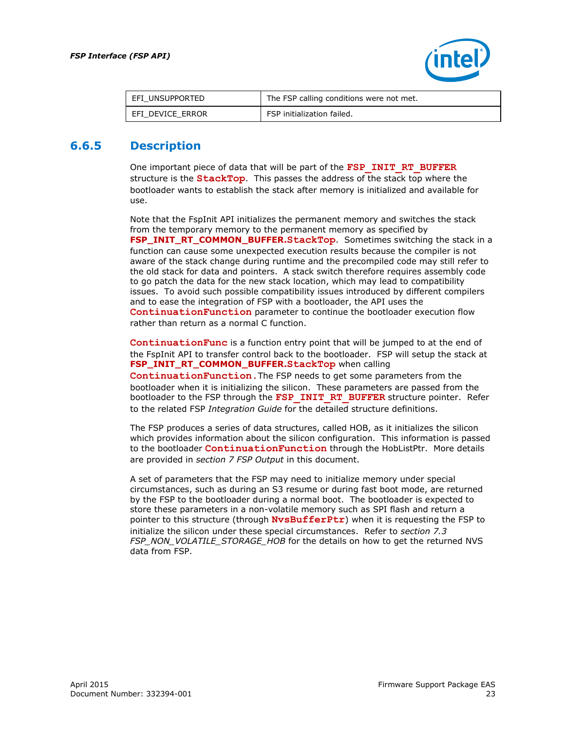| EFI_UNSUPPORTED | The FSP calling conditions were not met. |
| --- | --- |
| EFI_DEVICE_ERROR | FSP initialization failed. |

### 6.6.5 Description

One important piece of data that will be part of the **FSP_INIT_RT_BUFFER** structure is the **StackTop**. This passes the address of the stack top where the bootloader wants to establish the stack after memory is initialized and available for use.

Note that the FspInit API initializes the permanent memory and switches the stack from the temporary memory to the permanent memory as specified by **FSP_INIT_RT_COMMON_BUFFER.StackTop**. Sometimes switching the stack in a function can cause some unexpected execution results because the compiler is not aware of the stack change during runtime and the precompiled code may still refer to the old stack for data and pointers. A stack switch therefore requires assembly code to go patch the data for the new stack location, which may lead to compatibility issues. To avoid such possible compatibility issues introduced by different compilers and to ease the integration of FSP with a bootloader, the API uses the **ContinuationFunction** parameter to continue the bootloader execution flow rather than return as a normal C function.

**ContinuationFunc** is a function entry point that will be jumped to at the end of the FspInit API to transfer control back to the bootloader. FSP will setup the stack at **FSP_INIT_RT_COMMON_BUFFER.StackTop** when calling **ContinuationFunction.** The FSP needs to get some parameters from the bootloader when it is initializing the silicon. These parameters are passed from the bootloader to the FSP through the **FSP_INIT_RT_BUFFER** structure pointer. Refer to the related FSP *Integration Guide* for the detailed structure definitions.

The FSP produces a series of data structures, called HOB, as it initializes the silicon which provides information about the silicon configuration. This information is passed to the bootloader **ContinuationFunction** through the HobListPtr. More details are provided in *section 7 FSP Output* in this document.

A set of parameters that the FSP may need to initialize memory under special circumstances, such as during an S3 resume or during fast boot mode, are returned by the FSP to the bootloader during a normal boot. The bootloader is expected to store these parameters in a non-volatile memory such as SPI flash and return a pointer to this structure (through **NvsBufferPtr**) when it is requesting the FSP to initialize the silicon under these special circumstances. Refer to *section 7.3 FSP_NON_VOLATILE_STORAGE_HOB* for the details on how to get the returned NVS data from FSP.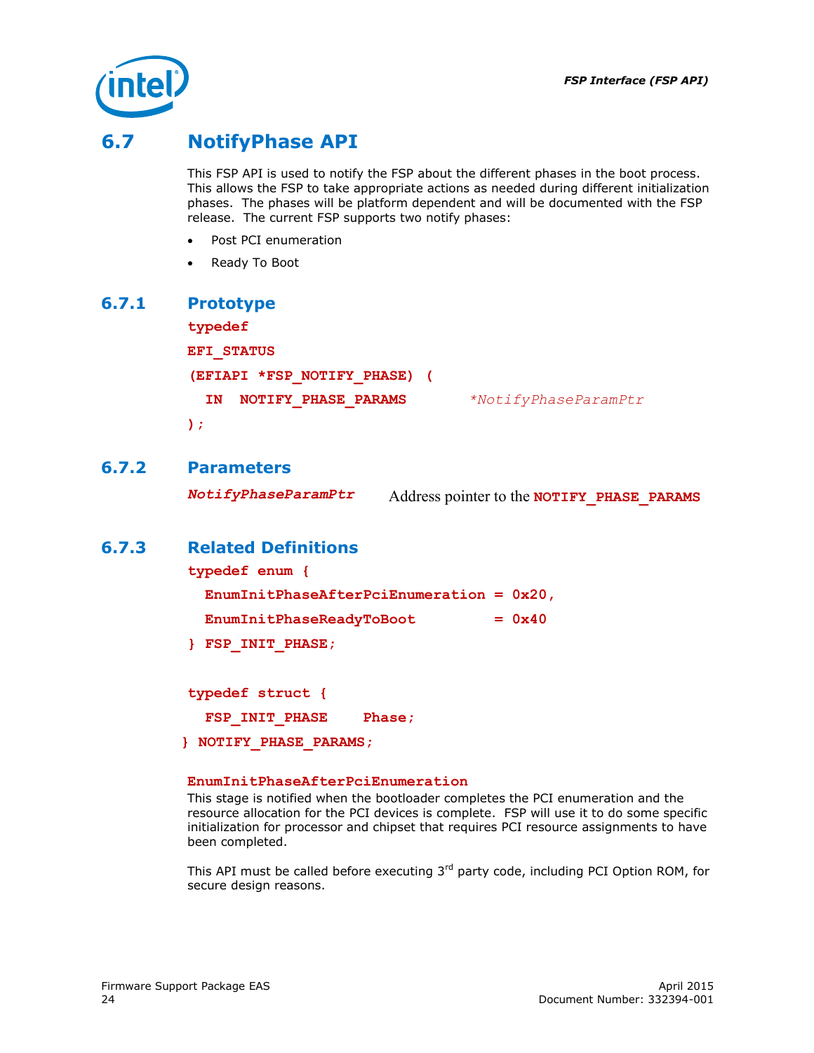## 6.7 NotifyPhase API

This FSP API is used to notify the FSP about the different phases in the boot process. This allows the FSP to take appropriate actions as needed during different initialization phases. The phases will be platform dependent and will be documented with the FSP release. The current FSP supports two notify phases:

- Post PCI enumeration
- Ready To Boot

### 6.7.1 Prototype

```
typedef
EFI_STATUS
(EFIAPI *FSP_NOTIFY_PHASE) (
  IN  NOTIFY_PHASE_PARAMS        *NotifyPhaseParamPtr
);
```

### 6.7.2 Parameters

| | |
|---|---|
| *NotifyPhaseParamPtr* | Address pointer to the **NOTIFY_PHASE_PARAMS** |

### 6.7.3 Related Definitions

```
typedef enum {
  EnumInitPhaseAfterPciEnumeration = 0x20,
  EnumInitPhaseReadyToBoot         = 0x40
} FSP_INIT_PHASE;

typedef struct {
  FSP_INIT_PHASE    Phase;
} NOTIFY_PHASE_PARAMS;
```

**EnumInitPhaseAfterPciEnumeration**

This stage is notified when the bootloader completes the PCI enumeration and the resource allocation for the PCI devices is complete. FSP will use it to do some specific initialization for processor and chipset that requires PCI resource assignments to have been completed.

This API must be called before executing 3rd party code, including PCI Option ROM, for secure design reasons.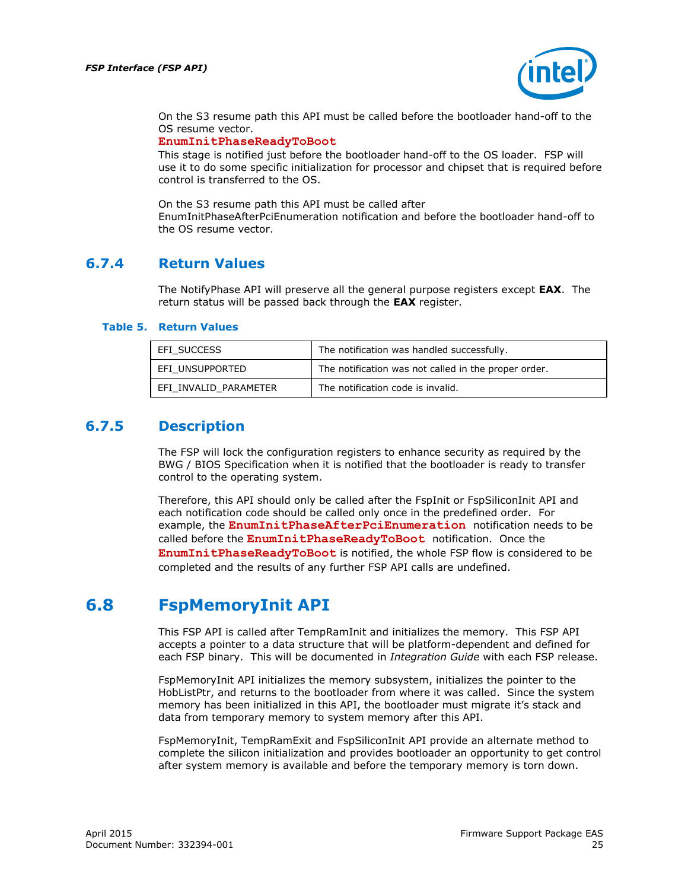On the S3 resume path this API must be called before the bootloader hand-off to the OS resume vector.

**`EnumInitPhaseReadyToBoot`**

This stage is notified just before the bootloader hand-off to the OS loader. FSP will use it to do some specific initialization for processor and chipset that is required before control is transferred to the OS.

On the S3 resume path this API must be called after EnumInitPhaseAfterPciEnumeration notification and before the bootloader hand-off to the OS resume vector.

### 6.7.4 Return Values

The NotifyPhase API will preserve all the general purpose registers except **EAX**. The return status will be passed back through the **EAX** register.

**Table 5. Return Values**

| | |
|---|---|
| EFI_SUCCESS | The notification was handled successfully. |
| EFI_UNSUPPORTED | The notification was not called in the proper order. |
| EFI_INVALID_PARAMETER | The notification code is invalid. |

### 6.7.5 Description

The FSP will lock the configuration registers to enhance security as required by the BWG / BIOS Specification when it is notified that the bootloader is ready to transfer control to the operating system.

Therefore, this API should only be called after the FspInit or FspSiliconInit API and each notification code should be called only once in the predefined order. For example, the **`EnumInitPhaseAfterPciEnumeration`** notification needs to be called before the **`EnumInitPhaseReadyToBoot`** notification. Once the **`EnumInitPhaseReadyToBoot`** is notified, the whole FSP flow is considered to be completed and the results of any further FSP API calls are undefined.

## 6.8 FspMemoryInit API

This FSP API is called after TempRamInit and initializes the memory. This FSP API accepts a pointer to a data structure that will be platform-dependent and defined for each FSP binary. This will be documented in *Integration Guide* with each FSP release.

FspMemoryInit API initializes the memory subsystem, initializes the pointer to the HobListPtr, and returns to the bootloader from where it was called. Since the system memory has been initialized in this API, the bootloader must migrate it's stack and data from temporary memory to system memory after this API.

FspMemoryInit, TempRamExit and FspSiliconInit API provide an alternate method to complete the silicon initialization and provides bootloader an opportunity to get control after system memory is available and before the temporary memory is torn down.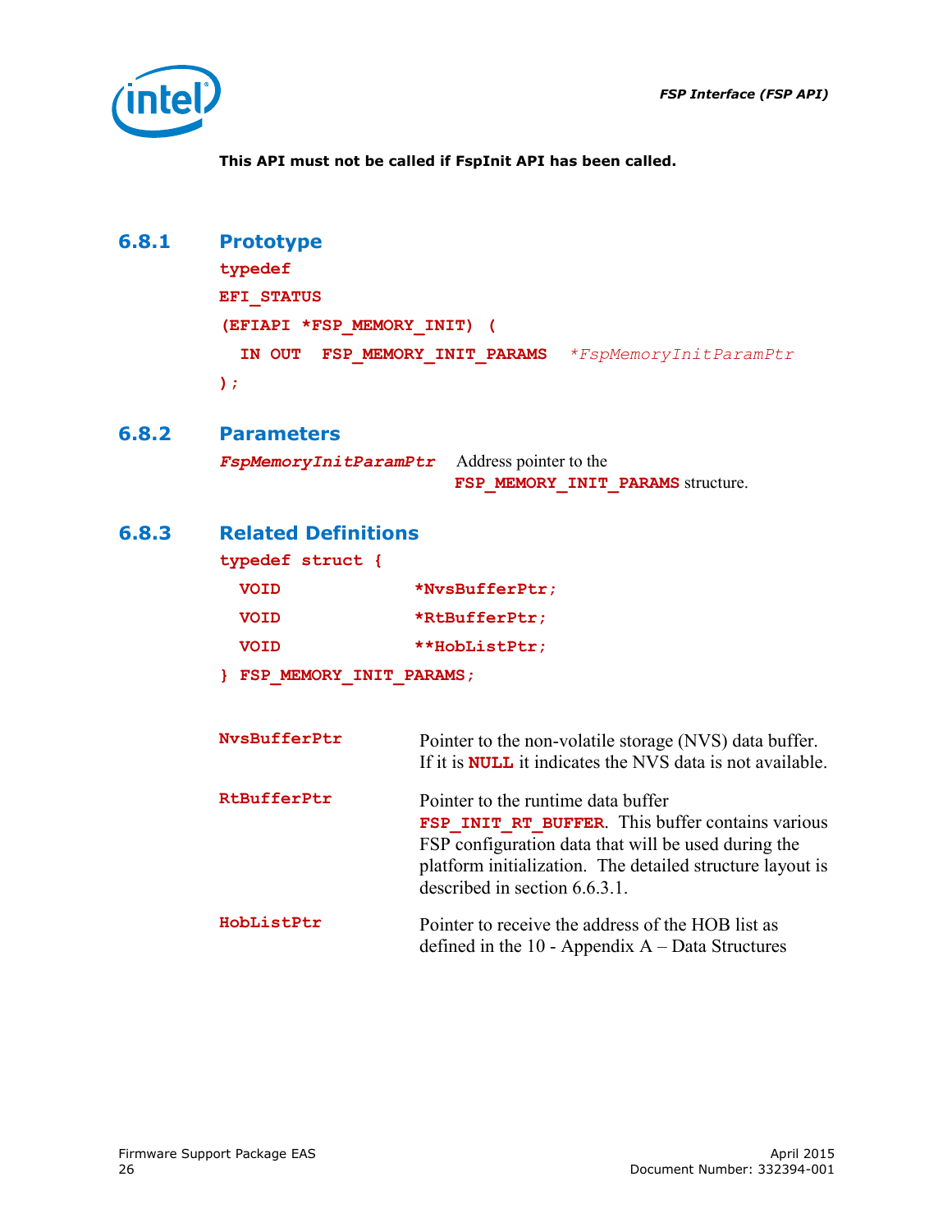**This API must not be called if FspInit API has been called.**

### 6.8.1 Prototype

```
typedef
EFI_STATUS
(EFIAPI *FSP_MEMORY_INIT) (
  IN OUT  FSP_MEMORY_INIT_PARAMS   *FspMemoryInitParamPtr
);
```

### 6.8.2 Parameters

| | |
|---|---|
| *FspMemoryInitParamPtr* | Address pointer to the `FSP_MEMORY_INIT_PARAMS` structure. |

### 6.8.3 Related Definitions

```
typedef struct {
  VOID             *NvsBufferPtr;
  VOID             *RtBufferPtr;
  VOID             **HobListPtr;
} FSP_MEMORY_INIT_PARAMS;
```

| | |
|---|---|
| `NvsBufferPtr` | Pointer to the non-volatile storage (NVS) data buffer. If it is `NULL` it indicates the NVS data is not available. |
| `RtBufferPtr` | Pointer to the runtime data buffer `FSP_INIT_RT_BUFFER`. This buffer contains various FSP configuration data that will be used during the platform initialization. The detailed structure layout is described in section 6.6.3.1. |
| `HobListPtr` | Pointer to receive the address of the HOB list as defined in the 10 - Appendix A – Data Structures |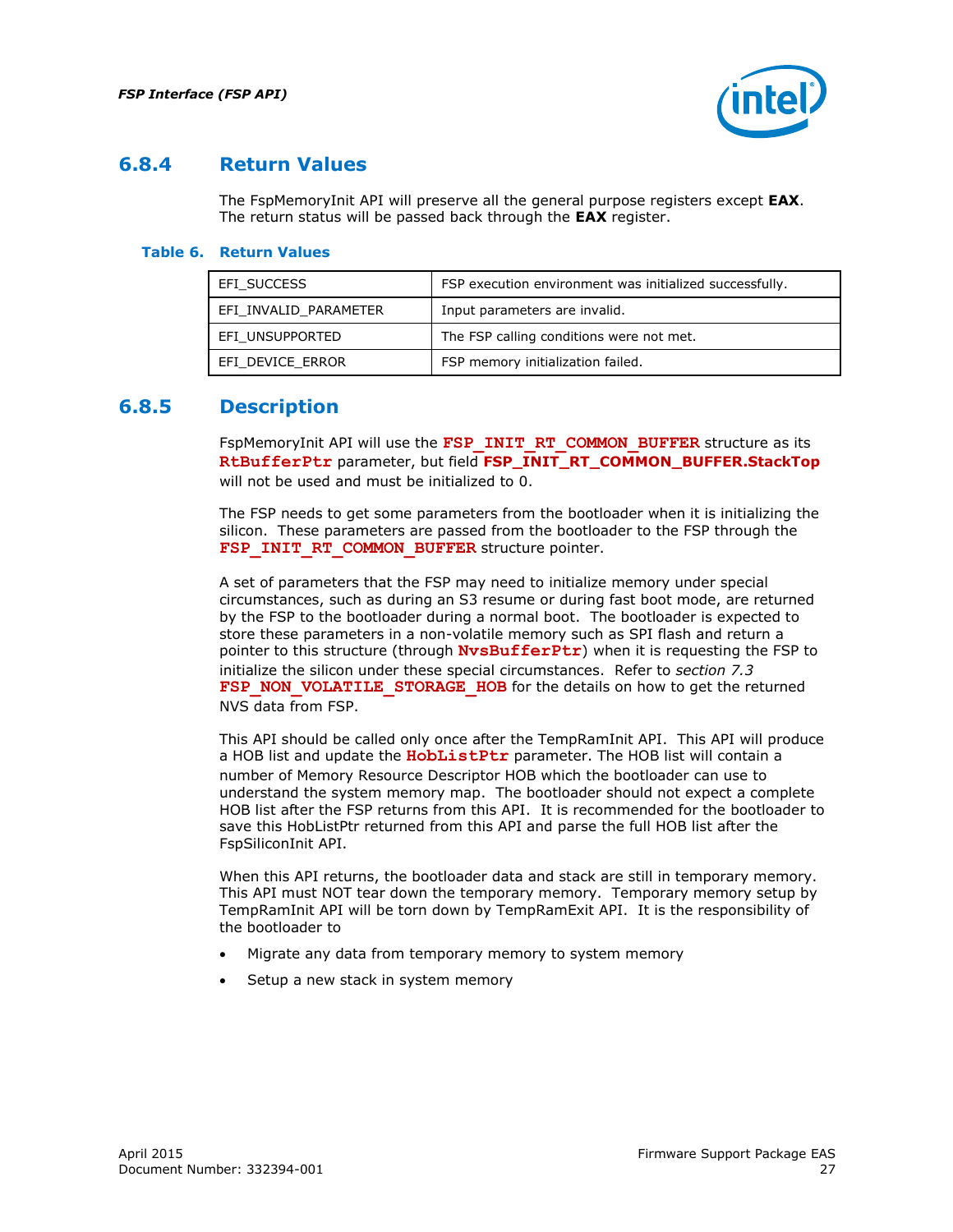### 6.8.4 Return Values

The FspMemoryInit API will preserve all the general purpose registers except **EAX**. The return status will be passed back through the **EAX** register.

**Table 6. Return Values**

| | |
|---|---|
| EFI_SUCCESS | FSP execution environment was initialized successfully. |
| EFI_INVALID_PARAMETER | Input parameters are invalid. |
| EFI_UNSUPPORTED | The FSP calling conditions were not met. |
| EFI_DEVICE_ERROR | FSP memory initialization failed. |

### 6.8.5 Description

FspMemoryInit API will use the **FSP_INIT_RT_COMMON_BUFFER** structure as its **RtBufferPtr** parameter, but field **FSP_INIT_RT_COMMON_BUFFER.StackTop** will not be used and must be initialized to 0.

The FSP needs to get some parameters from the bootloader when it is initializing the silicon. These parameters are passed from the bootloader to the FSP through the **FSP_INIT_RT_COMMON_BUFFER** structure pointer.

A set of parameters that the FSP may need to initialize memory under special circumstances, such as during an S3 resume or during fast boot mode, are returned by the FSP to the bootloader during a normal boot. The bootloader is expected to store these parameters in a non-volatile memory such as SPI flash and return a pointer to this structure (through **NvsBufferPtr**) when it is requesting the FSP to initialize the silicon under these special circumstances. Refer to *section 7.3* **FSP_NON_VOLATILE_STORAGE_HOB** for the details on how to get the returned NVS data from FSP.

This API should be called only once after the TempRamInit API. This API will produce a HOB list and update the **HobListPtr** parameter. The HOB list will contain a number of Memory Resource Descriptor HOB which the bootloader can use to understand the system memory map. The bootloader should not expect a complete HOB list after the FSP returns from this API. It is recommended for the bootloader to save this HobListPtr returned from this API and parse the full HOB list after the FspSiliconInit API.

When this API returns, the bootloader data and stack are still in temporary memory. This API must NOT tear down the temporary memory. Temporary memory setup by TempRamInit API will be torn down by TempRamExit API. It is the responsibility of the bootloader to

- Migrate any data from temporary memory to system memory
- Setup a new stack in system memory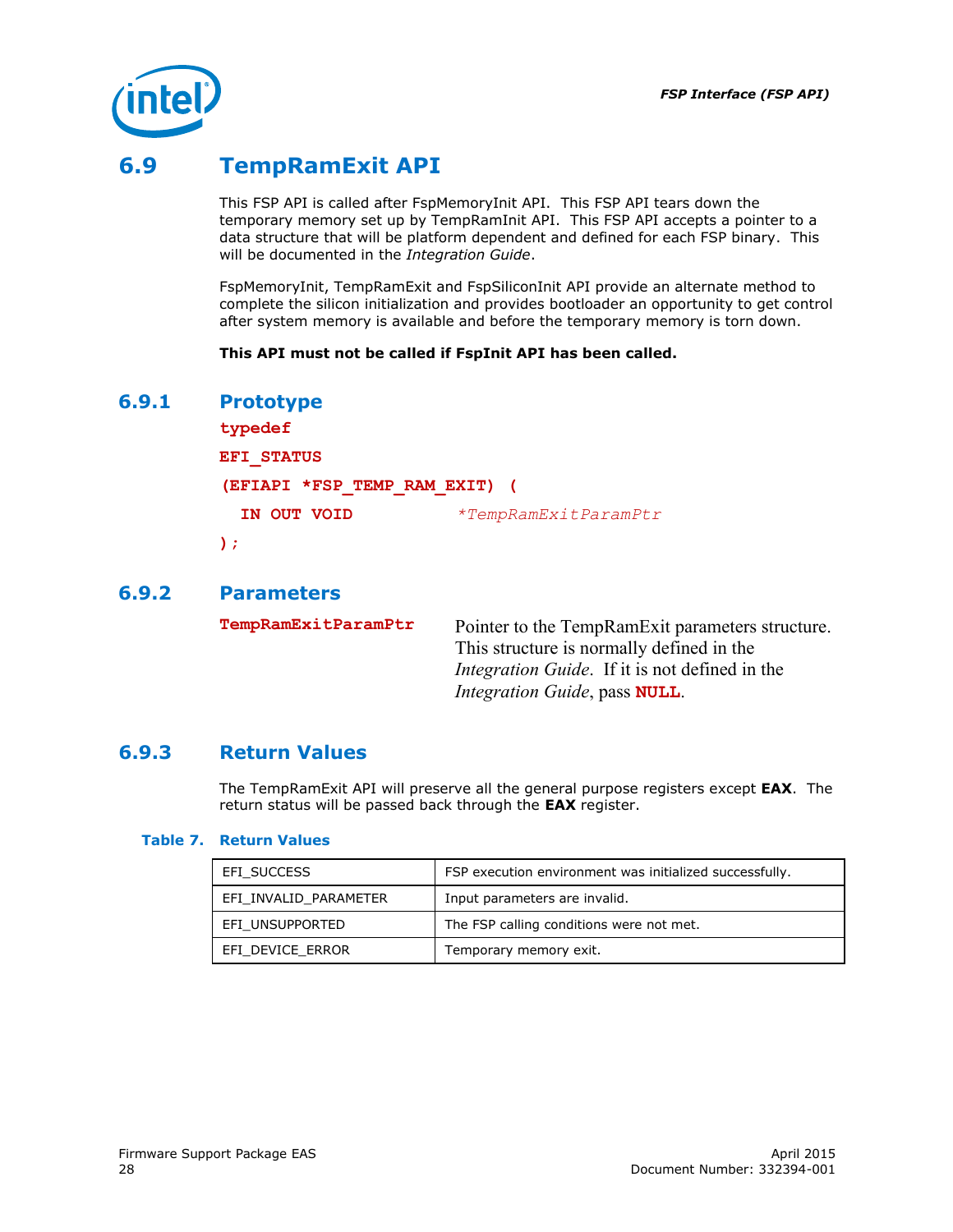## 6.9 TempRamExit API

This FSP API is called after FspMemoryInit API. This FSP API tears down the temporary memory set up by TempRamInit API. This FSP API accepts a pointer to a data structure that will be platform dependent and defined for each FSP binary. This will be documented in the *Integration Guide*.

FspMemoryInit, TempRamExit and FspSiliconInit API provide an alternate method to complete the silicon initialization and provides bootloader an opportunity to get control after system memory is available and before the temporary memory is torn down.

**This API must not be called if FspInit API has been called.**

### 6.9.1 Prototype

```
typedef
EFI_STATUS
(EFIAPI *FSP_TEMP_RAM_EXIT) (
  IN OUT VOID          *TempRamExitParamPtr
);
```

### 6.9.2 Parameters

| | |
|---|---|
| **TempRamExitParamPtr** | Pointer to the TempRamExit parameters structure. This structure is normally defined in the *Integration Guide*. If it is not defined in the *Integration Guide*, pass **NULL**. |

### 6.9.3 Return Values

The TempRamExit API will preserve all the general purpose registers except **EAX**. The return status will be passed back through the **EAX** register.

**Table 7. Return Values**

| | |
|---|---|
| EFI_SUCCESS | FSP execution environment was initialized successfully. |
| EFI_INVALID_PARAMETER | Input parameters are invalid. |
| EFI_UNSUPPORTED | The FSP calling conditions were not met. |
| EFI_DEVICE_ERROR | Temporary memory exit. |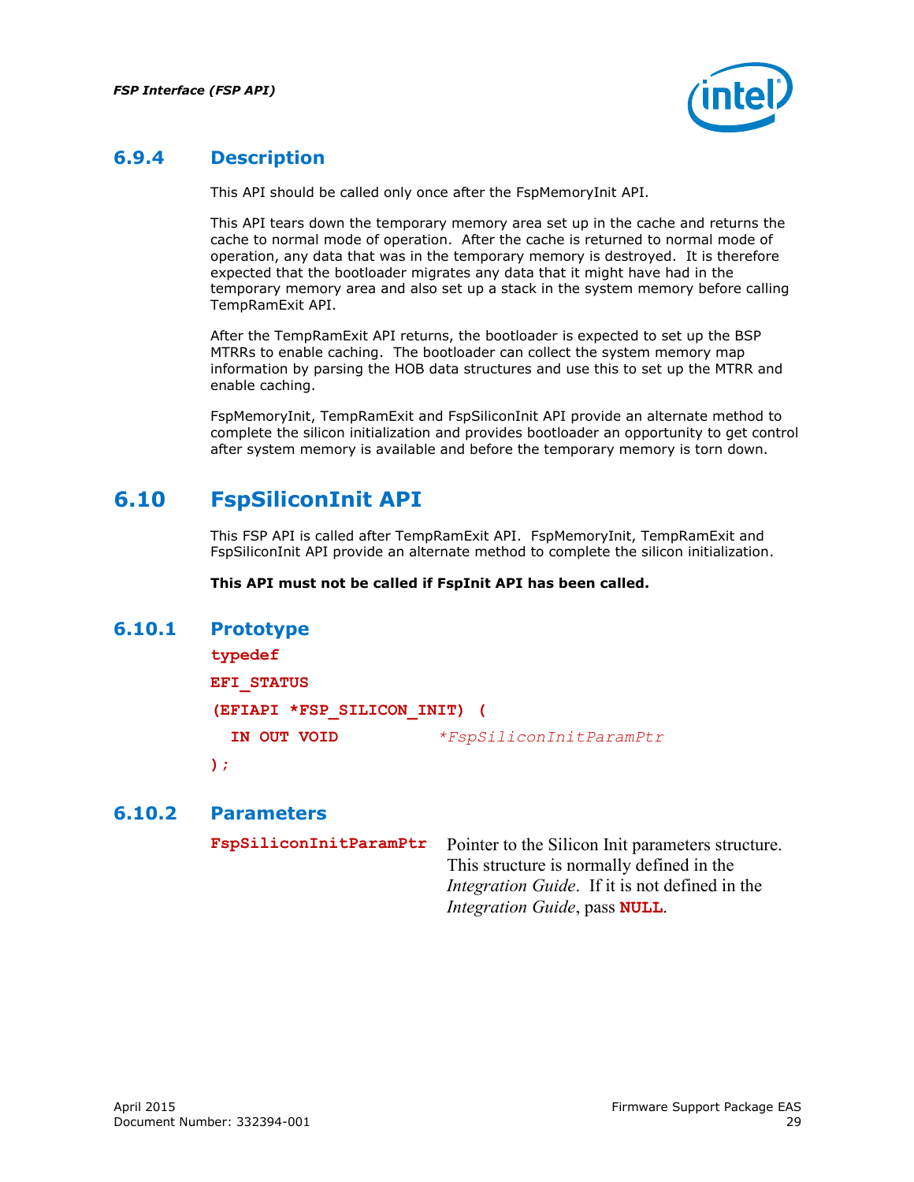### 6.9.4 Description

This API should be called only once after the FspMemoryInit API.

This API tears down the temporary memory area set up in the cache and returns the cache to normal mode of operation. After the cache is returned to normal mode of operation, any data that was in the temporary memory is destroyed. It is therefore expected that the bootloader migrates any data that it might have had in the temporary memory area and also set up a stack in the system memory before calling TempRamExit API.

After the TempRamExit API returns, the bootloader is expected to set up the BSP MTRRs to enable caching. The bootloader can collect the system memory map information by parsing the HOB data structures and use this to set up the MTRR and enable caching.

FspMemoryInit, TempRamExit and FspSiliconInit API provide an alternate method to complete the silicon initialization and provides bootloader an opportunity to get control after system memory is available and before the temporary memory is torn down.

## 6.10 FspSiliconInit API

This FSP API is called after TempRamExit API. FspMemoryInit, TempRamExit and FspSiliconInit API provide an alternate method to complete the silicon initialization.

**This API must not be called if FspInit API has been called.**

### 6.10.1 Prototype

```
typedef
EFI_STATUS
(EFIAPI *FSP_SILICON_INIT) (
  IN OUT VOID           *FspSiliconInitParamPtr
);
```

### 6.10.2 Parameters

**FspSiliconInitParamPtr** Pointer to the Silicon Init parameters structure. This structure is normally defined in the *Integration Guide*. If it is not defined in the *Integration Guide*, pass **NULL**.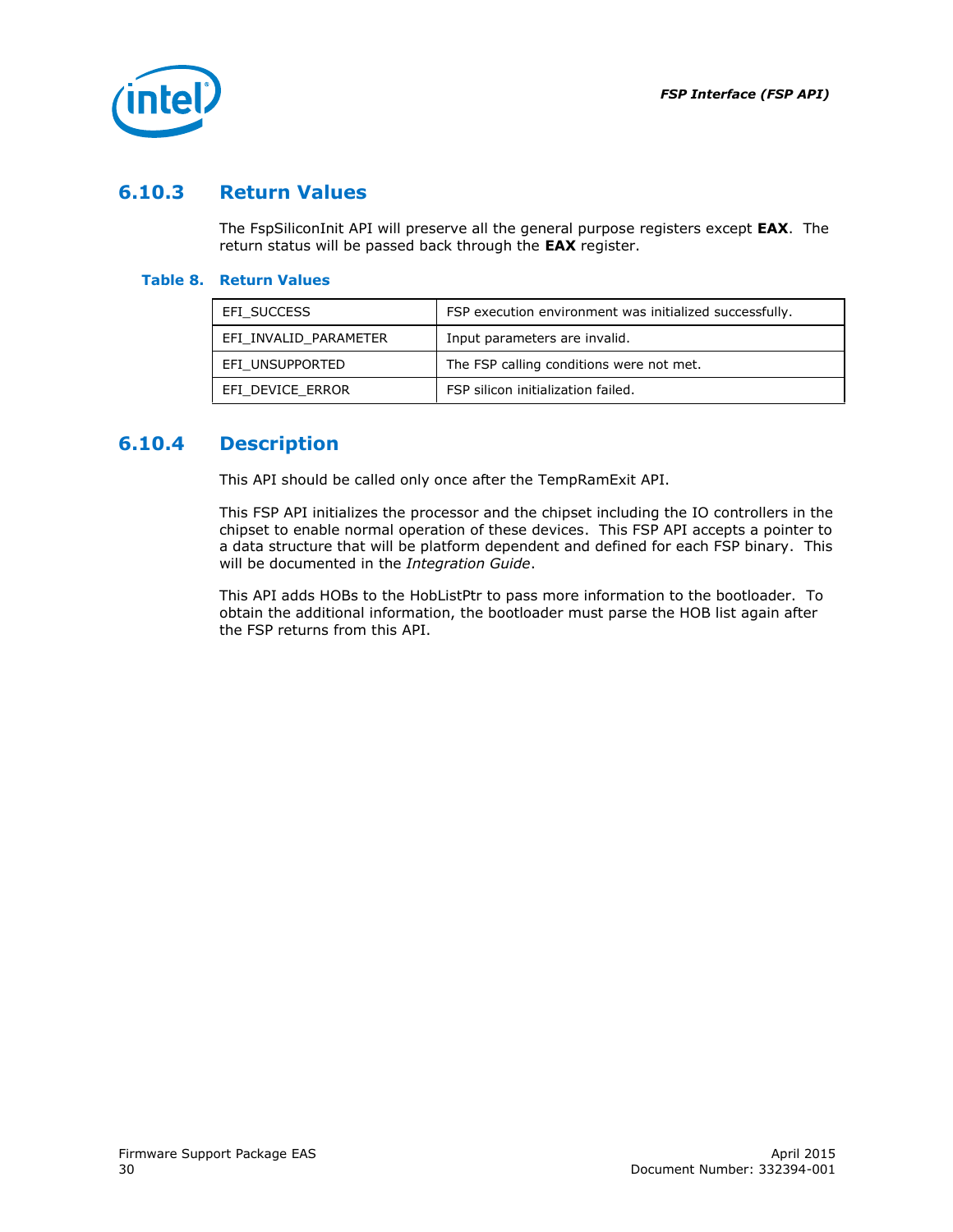### 6.10.3 Return Values

The FspSiliconInit API will preserve all the general purpose registers except **EAX**. The return status will be passed back through the **EAX** register.

**Table 8. Return Values**

| | |
|---|---|
| EFI_SUCCESS | FSP execution environment was initialized successfully. |
| EFI_INVALID_PARAMETER | Input parameters are invalid. |
| EFI_UNSUPPORTED | The FSP calling conditions were not met. |
| EFI_DEVICE_ERROR | FSP silicon initialization failed. |

### 6.10.4 Description

This API should be called only once after the TempRamExit API.

This FSP API initializes the processor and the chipset including the IO controllers in the chipset to enable normal operation of these devices. This FSP API accepts a pointer to a data structure that will be platform dependent and defined for each FSP binary. This will be documented in the *Integration Guide*.

This API adds HOBs to the HobListPtr to pass more information to the bootloader. To obtain the additional information, the bootloader must parse the HOB list again after the FSP returns from this API.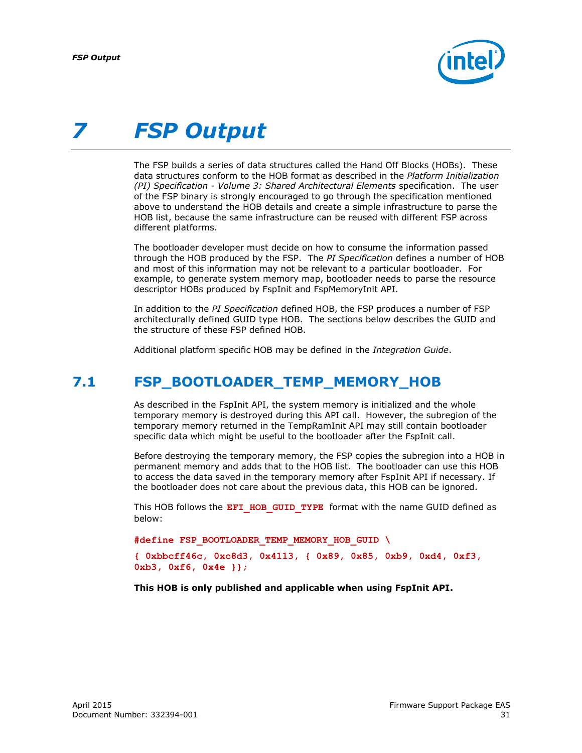# 7 FSP Output

The FSP builds a series of data structures called the Hand Off Blocks (HOBs). These data structures conform to the HOB format as described in the *Platform Initialization (PI) Specification - Volume 3: Shared Architectural Elements* specification. The user of the FSP binary is strongly encouraged to go through the specification mentioned above to understand the HOB details and create a simple infrastructure to parse the HOB list, because the same infrastructure can be reused with different FSP across different platforms.

The bootloader developer must decide on how to consume the information passed through the HOB produced by the FSP. The *PI Specification* defines a number of HOB and most of this information may not be relevant to a particular bootloader. For example, to generate system memory map, bootloader needs to parse the resource descriptor HOBs produced by FspInit and FspMemoryInit API.

In addition to the *PI Specification* defined HOB, the FSP produces a number of FSP architecturally defined GUID type HOB. The sections below describes the GUID and the structure of these FSP defined HOB.

Additional platform specific HOB may be defined in the *Integration Guide*.

## 7.1 FSP_BOOTLOADER_TEMP_MEMORY_HOB

As described in the FspInit API, the system memory is initialized and the whole temporary memory is destroyed during this API call. However, the subregion of the temporary memory returned in the TempRamInit API may still contain bootloader specific data which might be useful to the bootloader after the FspInit call.

Before destroying the temporary memory, the FSP copies the subregion into a HOB in permanent memory and adds that to the HOB list. The bootloader can use this HOB to access the data saved in the temporary memory after FspInit API if necessary. If the bootloader does not care about the previous data, this HOB can be ignored.

This HOB follows the `EFI_HOB_GUID_TYPE` format with the name GUID defined as below:

```
#define FSP_BOOTLOADER_TEMP_MEMORY_HOB_GUID \
{ 0xbbcff46c, 0xc8d3, 0x4113, { 0x89, 0x85, 0xb9, 0xd4, 0xf3,
0xb3, 0xf6, 0x4e }};
```

**This HOB is only published and applicable when using FspInit API.**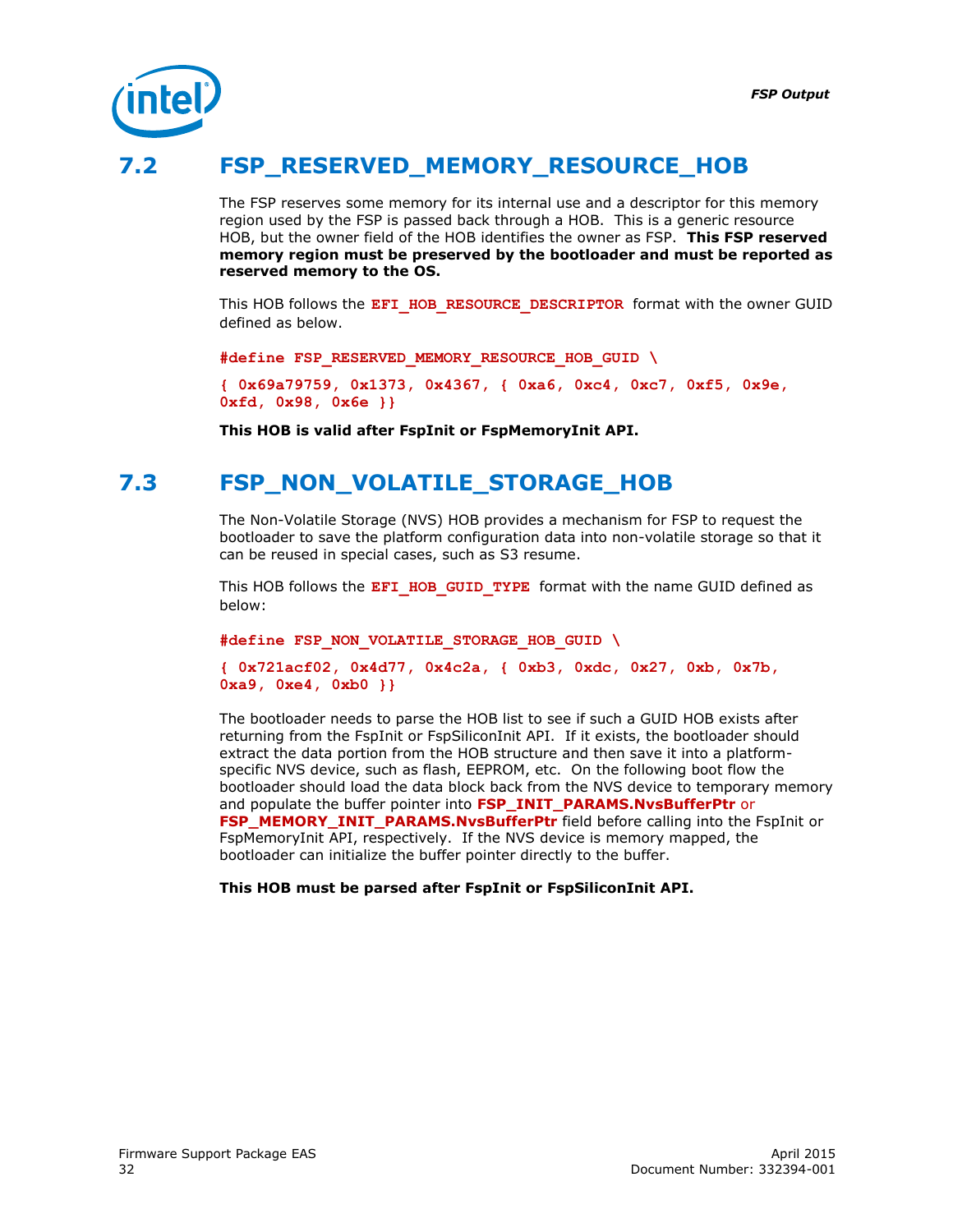## 7.2 FSP_RESERVED_MEMORY_RESOURCE_HOB

The FSP reserves some memory for its internal use and a descriptor for this memory region used by the FSP is passed back through a HOB. This is a generic resource HOB, but the owner field of the HOB identifies the owner as FSP. **This FSP reserved memory region must be preserved by the bootloader and must be reported as reserved memory to the OS.**

This HOB follows the `EFI_HOB_RESOURCE_DESCRIPTOR` format with the owner GUID defined as below.

```
#define FSP_RESERVED_MEMORY_RESOURCE_HOB_GUID \
{ 0x69a79759, 0x1373, 0x4367, { 0xa6, 0xc4, 0xc7, 0xf5, 0x9e,
0xfd, 0x98, 0x6e }}
```

**This HOB is valid after FspInit or FspMemoryInit API.**

## 7.3 FSP_NON_VOLATILE_STORAGE_HOB

The Non-Volatile Storage (NVS) HOB provides a mechanism for FSP to request the bootloader to save the platform configuration data into non-volatile storage so that it can be reused in special cases, such as S3 resume.

This HOB follows the `EFI_HOB_GUID_TYPE` format with the name GUID defined as below:

```
#define FSP_NON_VOLATILE_STORAGE_HOB_GUID \
{ 0x721acf02, 0x4d77, 0x4c2a, { 0xb3, 0xdc, 0x27, 0xb, 0x7b,
0xa9, 0xe4, 0xb0 }}
```

The bootloader needs to parse the HOB list to see if such a GUID HOB exists after returning from the FspInit or FspSiliconInit API. If it exists, the bootloader should extract the data portion from the HOB structure and then save it into a platform-specific NVS device, such as flash, EEPROM, etc. On the following boot flow the bootloader should load the data block back from the NVS device to temporary memory and populate the buffer pointer into **FSP_INIT_PARAMS.NvsBufferPtr** or **FSP_MEMORY_INIT_PARAMS.NvsBufferPtr** field before calling into the FspInit or FspMemoryInit API, respectively. If the NVS device is memory mapped, the bootloader can initialize the buffer pointer directly to the buffer.

**This HOB must be parsed after FspInit or FspSiliconInit API.**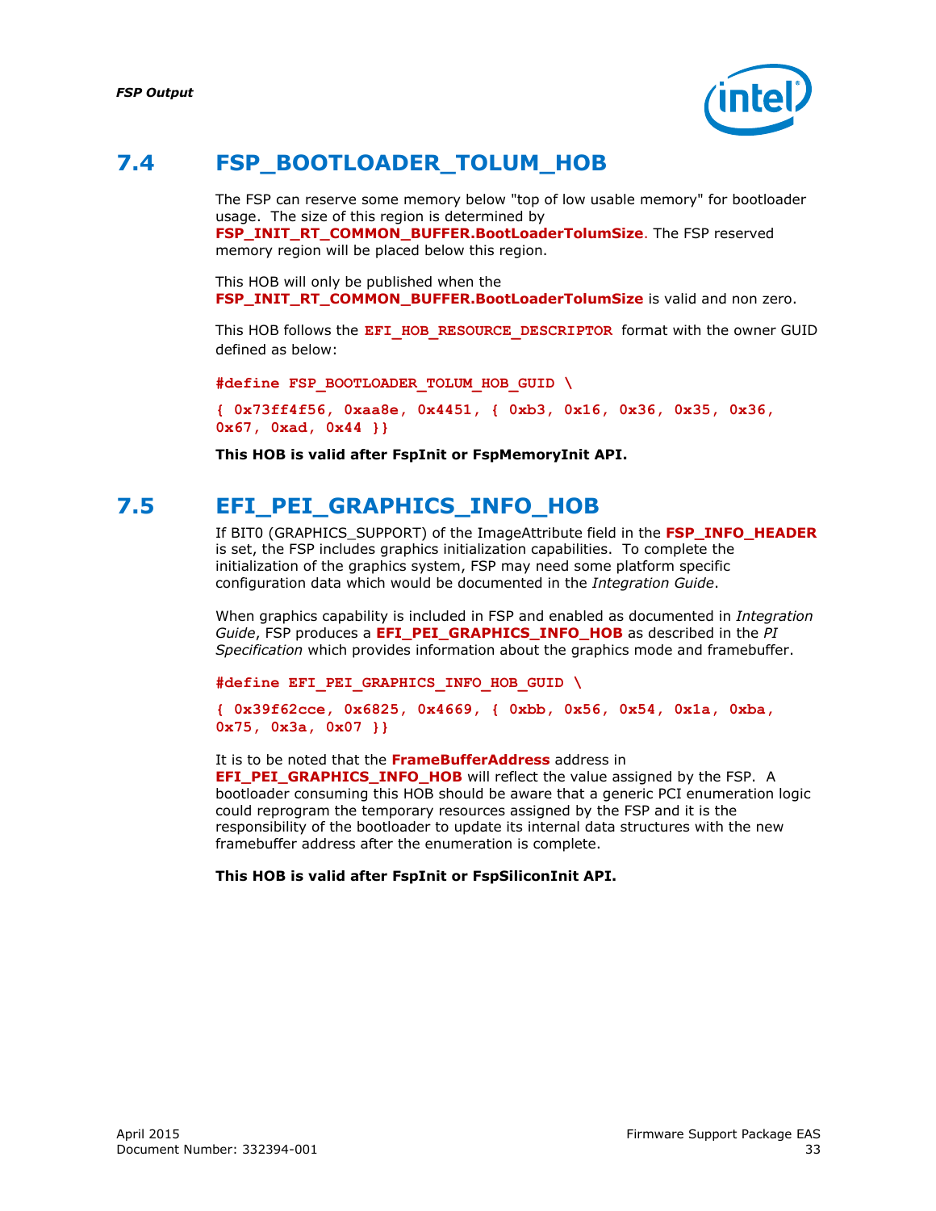## 7.4 FSP_BOOTLOADER_TOLUM_HOB

The FSP can reserve some memory below "top of low usable memory" for bootloader usage. The size of this region is determined by **FSP_INIT_RT_COMMON_BUFFER.BootLoaderTolumSize**. The FSP reserved memory region will be placed below this region.

This HOB will only be published when the **FSP_INIT_RT_COMMON_BUFFER.BootLoaderTolumSize** is valid and non zero.

This HOB follows the **EFI_HOB_RESOURCE_DESCRIPTOR** format with the owner GUID defined as below:

```
#define FSP_BOOTLOADER_TOLUM_HOB_GUID \
{ 0x73ff4f56, 0xaa8e, 0x4451, { 0xb3, 0x16, 0x36, 0x35, 0x36,
0x67, 0xad, 0x44 }}
```

**This HOB is valid after FspInit or FspMemoryInit API.**

## 7.5 EFI_PEI_GRAPHICS_INFO_HOB

If BIT0 (GRAPHICS_SUPPORT) of the ImageAttribute field in the **FSP_INFO_HEADER** is set, the FSP includes graphics initialization capabilities. To complete the initialization of the graphics system, FSP may need some platform specific configuration data which would be documented in the *Integration Guide*.

When graphics capability is included in FSP and enabled as documented in *Integration Guide*, FSP produces a **EFI_PEI_GRAPHICS_INFO_HOB** as described in the *PI Specification* which provides information about the graphics mode and framebuffer.

```
#define EFI_PEI_GRAPHICS_INFO_HOB_GUID \
{ 0x39f62cce, 0x6825, 0x4669, { 0xbb, 0x56, 0x54, 0x1a, 0xba,
0x75, 0x3a, 0x07 }}
```

It is to be noted that the **FrameBufferAddress** address in **EFI_PEI_GRAPHICS_INFO_HOB** will reflect the value assigned by the FSP. A bootloader consuming this HOB should be aware that a generic PCI enumeration logic could reprogram the temporary resources assigned by the FSP and it is the responsibility of the bootloader to update its internal data structures with the new framebuffer address after the enumeration is complete.

**This HOB is valid after FspInit or FspSiliconInit API.**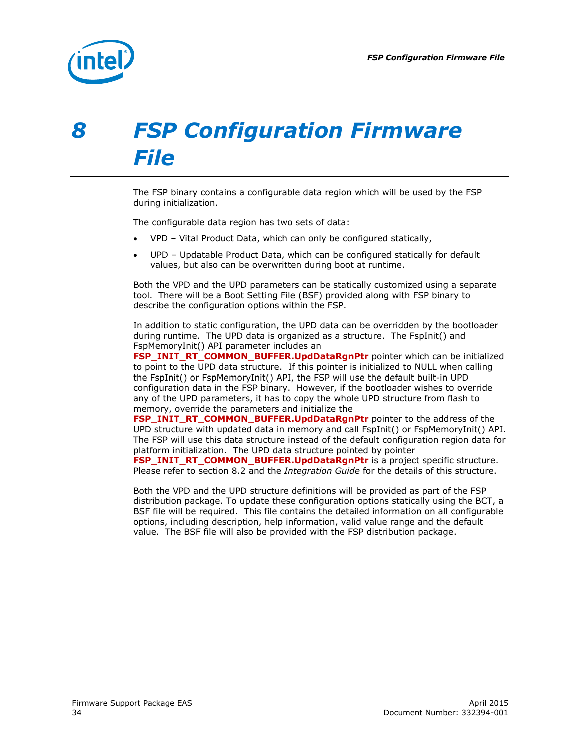# 8 FSP Configuration Firmware File

The FSP binary contains a configurable data region which will be used by the FSP during initialization.

The configurable data region has two sets of data:

- VPD – Vital Product Data, which can only be configured statically,
- UPD – Updatable Product Data, which can be configured statically for default values, but also can be overwritten during boot at runtime.

Both the VPD and the UPD parameters can be statically customized using a separate tool. There will be a Boot Setting File (BSF) provided along with FSP binary to describe the configuration options within the FSP.

In addition to static configuration, the UPD data can be overridden by the bootloader during runtime. The UPD data is organized as a structure. The FspInit() and FspMemoryInit() API parameter includes an **FSP_INIT_RT_COMMON_BUFFER.UpdDataRgnPtr** pointer which can be initialized to point to the UPD data structure. If this pointer is initialized to NULL when calling the FspInit() or FspMemoryInit() API, the FSP will use the default built-in UPD configuration data in the FSP binary. However, if the bootloader wishes to override any of the UPD parameters, it has to copy the whole UPD structure from flash to memory, override the parameters and initialize the **FSP_INIT_RT_COMMON_BUFFER.UpdDataRgnPtr** pointer to the address of the UPD structure with updated data in memory and call FspInit() or FspMemoryInit() API. The FSP will use this data structure instead of the default configuration region data for platform initialization. The UPD data structure pointed by pointer **FSP_INIT_RT_COMMON_BUFFER.UpdDataRgnPtr** is a project specific structure. Please refer to section 8.2 and the *Integration Guide* for the details of this structure.

Both the VPD and the UPD structure definitions will be provided as part of the FSP distribution package. To update these configuration options statically using the BCT, a BSF file will be required. This file contains the detailed information on all configurable options, including description, help information, valid value range and the default value. The BSF file will also be provided with the FSP distribution package.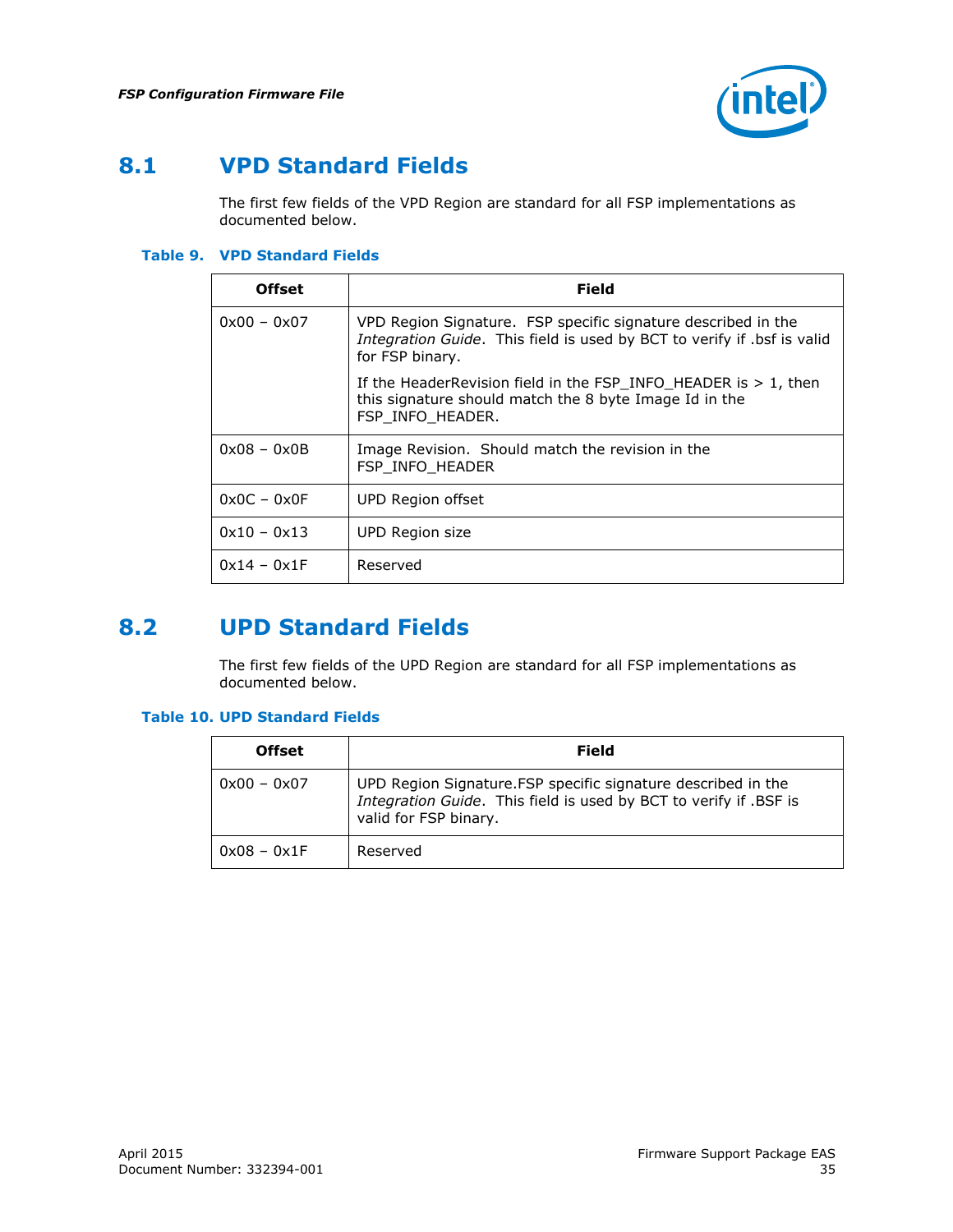## 8.1 VPD Standard Fields

The first few fields of the VPD Region are standard for all FSP implementations as documented below.

**Table 9. VPD Standard Fields**

| Offset | Field |
|---|---|
| 0x00 – 0x07 | VPD Region Signature. FSP specific signature described in the *Integration Guide*. This field is used by BCT to verify if .bsf is valid for FSP binary.<br><br>If the HeaderRevision field in the FSP_INFO_HEADER is > 1, then this signature should match the 8 byte Image Id in the FSP_INFO_HEADER. |
| 0x08 – 0x0B | Image Revision. Should match the revision in the FSP_INFO_HEADER |
| 0x0C – 0x0F | UPD Region offset |
| 0x10 – 0x13 | UPD Region size |
| 0x14 – 0x1F | Reserved |

## 8.2 UPD Standard Fields

The first few fields of the UPD Region are standard for all FSP implementations as documented below.

**Table 10. UPD Standard Fields**

| Offset | Field |
|---|---|
| 0x00 – 0x07 | UPD Region Signature.FSP specific signature described in the *Integration Guide*. This field is used by BCT to verify if .BSF is valid for FSP binary. |
| 0x08 – 0x1F | Reserved |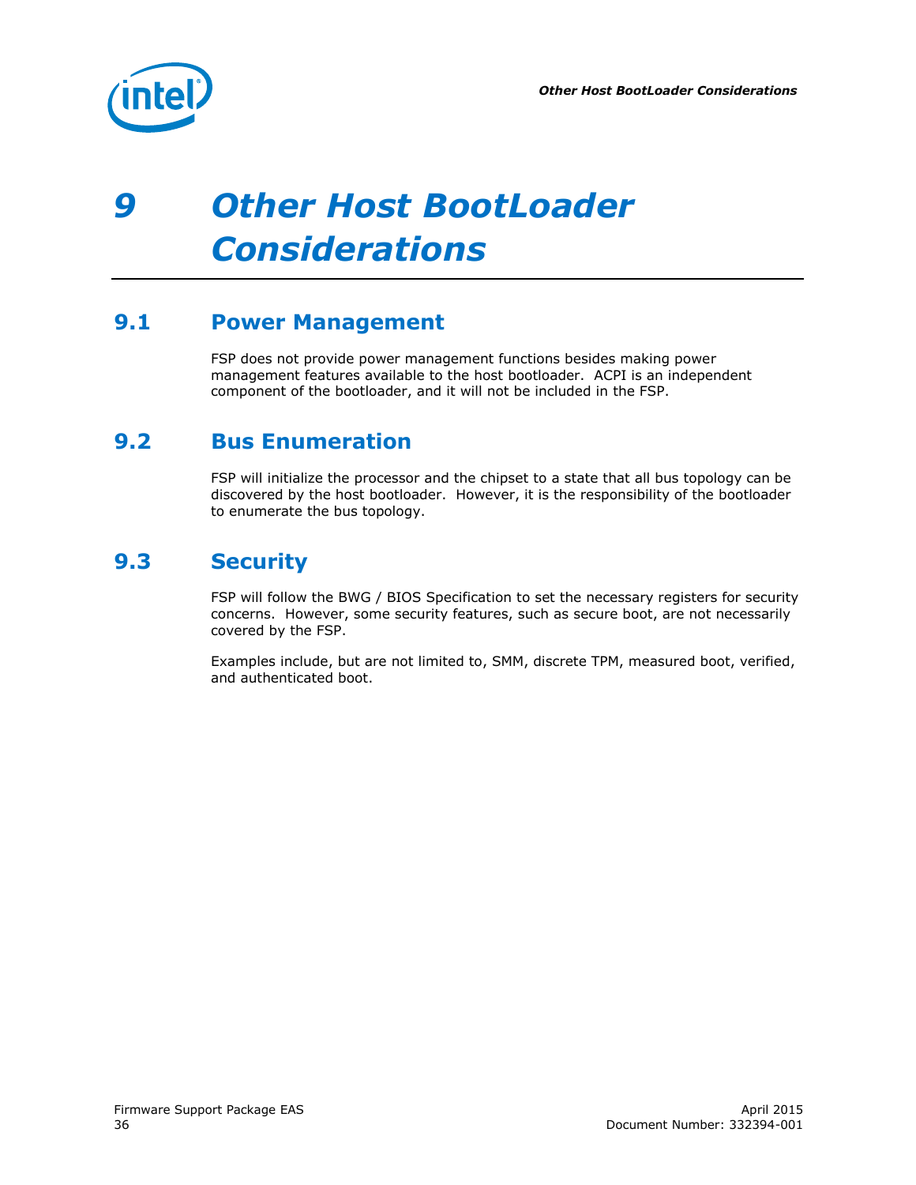# 9 Other Host BootLoader Considerations

## 9.1 Power Management

FSP does not provide power management functions besides making power management features available to the host bootloader. ACPI is an independent component of the bootloader, and it will not be included in the FSP.

## 9.2 Bus Enumeration

FSP will initialize the processor and the chipset to a state that all bus topology can be discovered by the host bootloader. However, it is the responsibility of the bootloader to enumerate the bus topology.

## 9.3 Security

FSP will follow the BWG / BIOS Specification to set the necessary registers for security concerns. However, some security features, such as secure boot, are not necessarily covered by the FSP.

Examples include, but are not limited to, SMM, discrete TPM, measured boot, verified, and authenticated boot.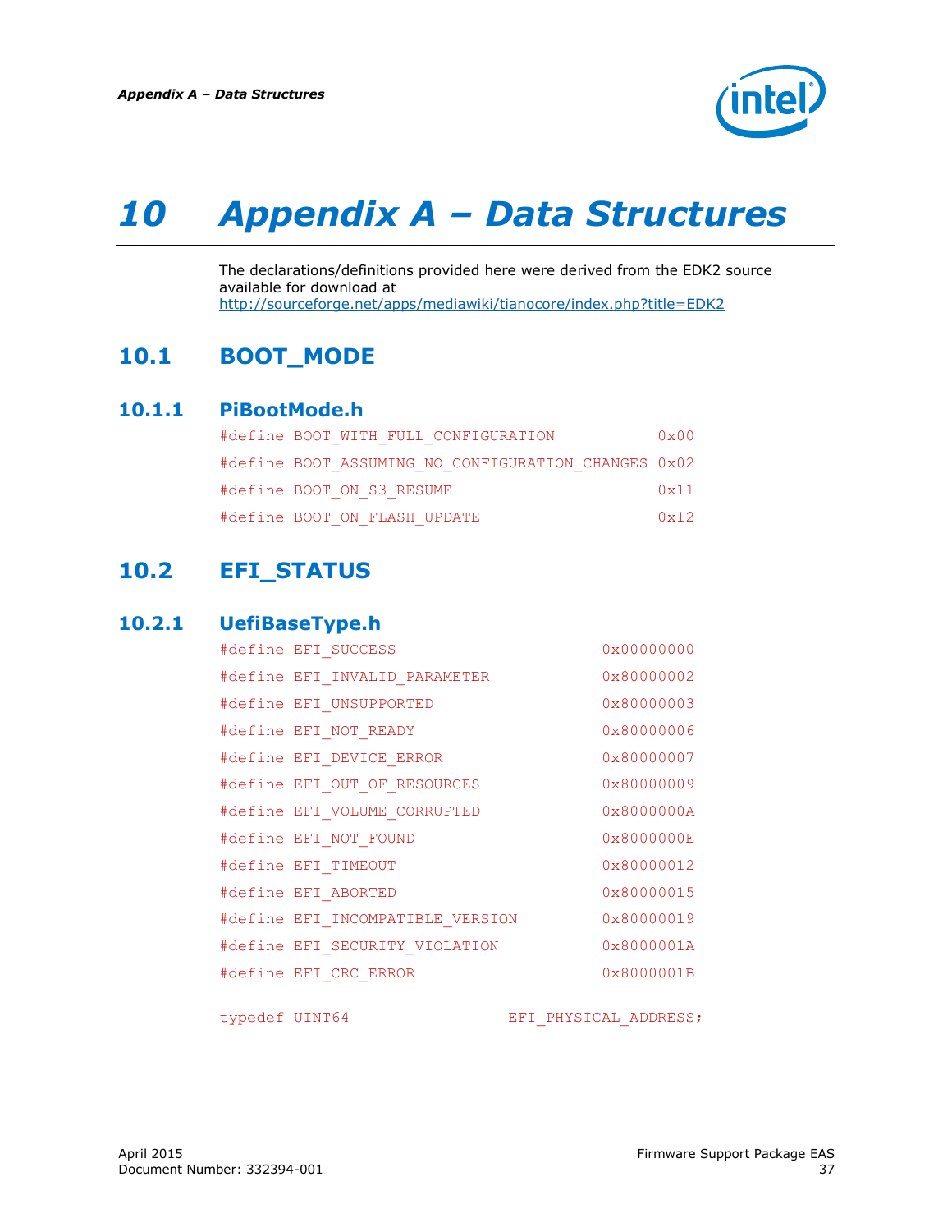# 10 Appendix A – Data Structures

The declarations/definitions provided here were derived from the EDK2 source available for download at http://sourceforge.net/apps/mediawiki/tianocore/index.php?title=EDK2

## 10.1 BOOT_MODE

### 10.1.1 PiBootMode.h

```
#define BOOT_WITH_FULL_CONFIGURATION              0x00
#define BOOT_ASSUMING_NO_CONFIGURATION_CHANGES    0x02
#define BOOT_ON_S3_RESUME                         0x11
#define BOOT_ON_FLASH_UPDATE                      0x12
```

## 10.2 EFI_STATUS

### 10.2.1 UefiBaseType.h

```
#define EFI_SUCCESS                   0x00000000
#define EFI_INVALID_PARAMETER         0x80000002
#define EFI_UNSUPPORTED               0x80000003
#define EFI_NOT_READY                 0x80000006
#define EFI_DEVICE_ERROR              0x80000007
#define EFI_OUT_OF_RESOURCES          0x80000009
#define EFI_VOLUME_CORRUPTED          0x8000000A
#define EFI_NOT_FOUND                 0x8000000E
#define EFI_TIMEOUT                   0x80000012
#define EFI_ABORTED                   0x80000015
#define EFI_INCOMPATIBLE_VERSION      0x80000019
#define EFI_SECURITY_VIOLATION        0x8000001A
#define EFI_CRC_ERROR                 0x8000001B

typedef UINT64                EFI_PHYSICAL_ADDRESS;
```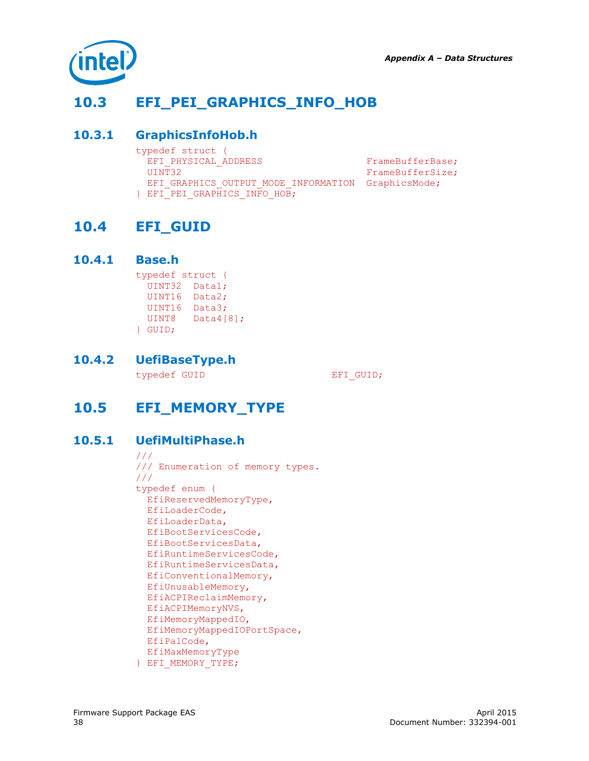## 10.3 EFI_PEI_GRAPHICS_INFO_HOB

### 10.3.1 GraphicsInfoHob.h

```
typedef struct {
  EFI_PHYSICAL_ADDRESS                  FrameBufferBase;
  UINT32                                FrameBufferSize;
  EFI_GRAPHICS_OUTPUT_MODE_INFORMATION  GraphicsMode;
} EFI_PEI_GRAPHICS_INFO_HOB;
```

## 10.4 EFI_GUID

### 10.4.1 Base.h

```
typedef struct {
  UINT32  Data1;
  UINT16  Data2;
  UINT16  Data3;
  UINT8   Data4[8];
} GUID;
```

### 10.4.2 UefiBaseType.h

```
typedef GUID                      EFI_GUID;
```

## 10.5 EFI_MEMORY_TYPE

### 10.5.1 UefiMultiPhase.h

```
///
/// Enumeration of memory types.
///
typedef enum {
  EfiReservedMemoryType,
  EfiLoaderCode,
  EfiLoaderData,
  EfiBootServicesCode,
  EfiBootServicesData,
  EfiRuntimeServicesCode,
  EfiRuntimeServicesData,
  EfiConventionalMemory,
  EfiUnusableMemory,
  EfiACPIReclaimMemory,
  EfiACPIMemoryNVS,
  EfiMemoryMappedIO,
  EfiMemoryMappedIOPortSpace,
  EfiPalCode,
  EfiMaxMemoryType
} EFI_MEMORY_TYPE;
```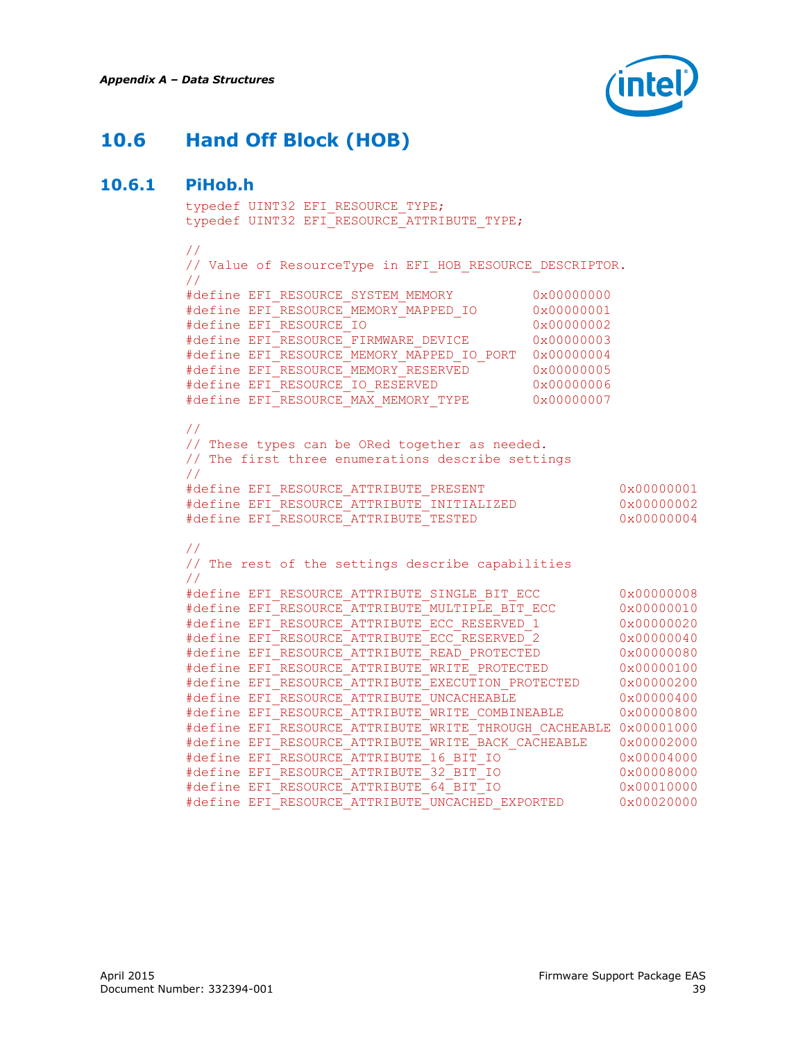## 10.6 Hand Off Block (HOB)

### 10.6.1 PiHob.h

```
typedef UINT32 EFI_RESOURCE_TYPE;
typedef UINT32 EFI_RESOURCE_ATTRIBUTE_TYPE;

//
// Value of ResourceType in EFI_HOB_RESOURCE_DESCRIPTOR.
//
#define EFI_RESOURCE_SYSTEM_MEMORY          0x00000000
#define EFI_RESOURCE_MEMORY_MAPPED_IO       0x00000001
#define EFI_RESOURCE_IO                     0x00000002
#define EFI_RESOURCE_FIRMWARE_DEVICE        0x00000003
#define EFI_RESOURCE_MEMORY_MAPPED_IO_PORT  0x00000004
#define EFI_RESOURCE_MEMORY_RESERVED        0x00000005
#define EFI_RESOURCE_IO_RESERVED            0x00000006
#define EFI_RESOURCE_MAX_MEMORY_TYPE        0x00000007

//
// These types can be ORed together as needed.
// The first three enumerations describe settings
//
#define EFI_RESOURCE_ATTRIBUTE_PRESENT                 0x00000001
#define EFI_RESOURCE_ATTRIBUTE_INITIALIZED             0x00000002
#define EFI_RESOURCE_ATTRIBUTE_TESTED                  0x00000004

//
// The rest of the settings describe capabilities
//
#define EFI_RESOURCE_ATTRIBUTE_SINGLE_BIT_ECC          0x00000008
#define EFI_RESOURCE_ATTRIBUTE_MULTIPLE_BIT_ECC        0x00000010
#define EFI_RESOURCE_ATTRIBUTE_ECC_RESERVED_1          0x00000020
#define EFI_RESOURCE_ATTRIBUTE_ECC_RESERVED_2          0x00000040
#define EFI_RESOURCE_ATTRIBUTE_READ_PROTECTED          0x00000080
#define EFI_RESOURCE_ATTRIBUTE_WRITE_PROTECTED         0x00000100
#define EFI_RESOURCE_ATTRIBUTE_EXECUTION_PROTECTED     0x00000200
#define EFI_RESOURCE_ATTRIBUTE_UNCACHEABLE             0x00000400
#define EFI_RESOURCE_ATTRIBUTE_WRITE_COMBINEABLE       0x00000800
#define EFI_RESOURCE_ATTRIBUTE_WRITE_THROUGH_CACHEABLE 0x00001000
#define EFI_RESOURCE_ATTRIBUTE_WRITE_BACK_CACHEABLE    0x00002000
#define EFI_RESOURCE_ATTRIBUTE_16_BIT_IO               0x00004000
#define EFI_RESOURCE_ATTRIBUTE_32_BIT_IO               0x00008000
#define EFI_RESOURCE_ATTRIBUTE_64_BIT_IO               0x00010000
#define EFI_RESOURCE_ATTRIBUTE_UNCACHED_EXPORTED       0x00020000
```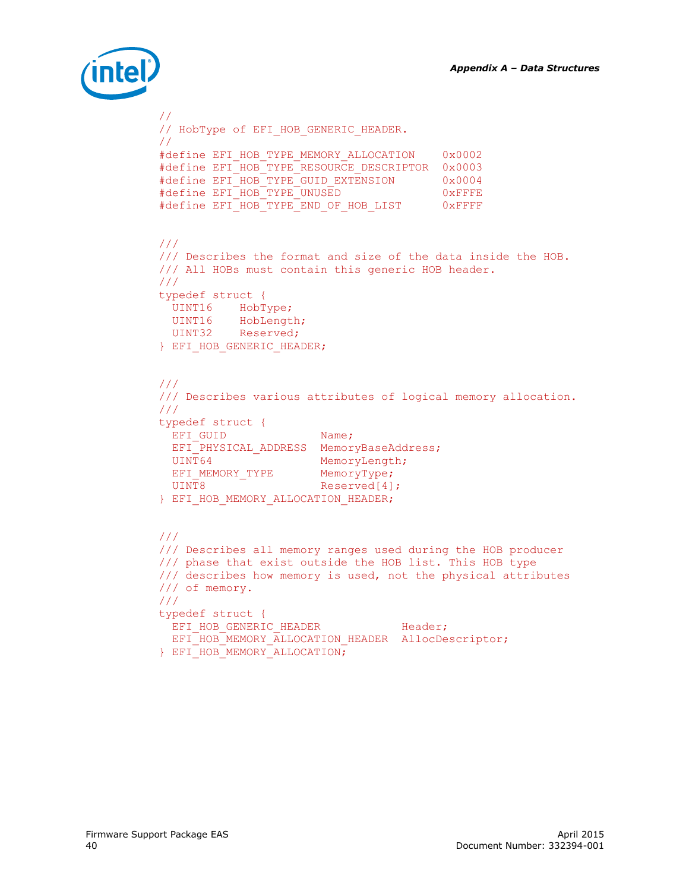```
//
// HobType of EFI_HOB_GENERIC_HEADER.
//
#define EFI_HOB_TYPE_MEMORY_ALLOCATION    0x0002
#define EFI_HOB_TYPE_RESOURCE_DESCRIPTOR  0x0003
#define EFI_HOB_TYPE_GUID_EXTENSION       0x0004
#define EFI_HOB_TYPE_UNUSED               0xFFFE
#define EFI_HOB_TYPE_END_OF_HOB_LIST      0xFFFF


///
/// Describes the format and size of the data inside the HOB.
/// All HOBs must contain this generic HOB header.
///
typedef struct {
  UINT16    HobType;
  UINT16    HobLength;
  UINT32    Reserved;
} EFI_HOB_GENERIC_HEADER;


///
/// Describes various attributes of logical memory allocation.
///
typedef struct {
  EFI_GUID              Name;
  EFI_PHYSICAL_ADDRESS  MemoryBaseAddress;
  UINT64                MemoryLength;
  EFI_MEMORY_TYPE       MemoryType;
  UINT8                 Reserved[4];
} EFI_HOB_MEMORY_ALLOCATION_HEADER;


///
/// Describes all memory ranges used during the HOB producer
/// phase that exist outside the HOB list. This HOB type
/// describes how memory is used, not the physical attributes
/// of memory.
///
typedef struct {
  EFI_HOB_GENERIC_HEADER            Header;
  EFI_HOB_MEMORY_ALLOCATION_HEADER  AllocDescriptor;
} EFI_HOB_MEMORY_ALLOCATION;
```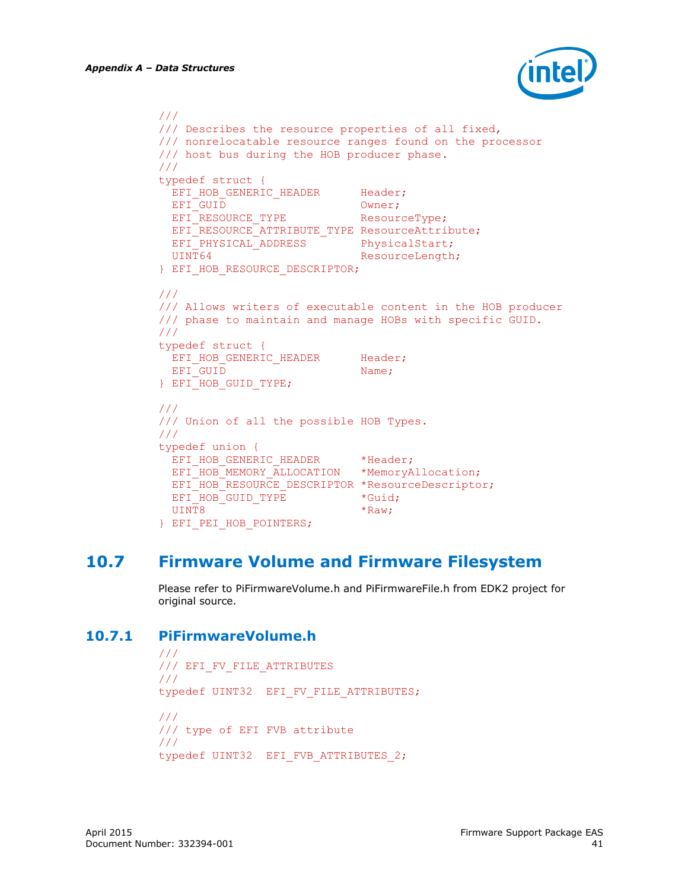```
///
/// Describes the resource properties of all fixed,
/// nonrelocatable resource ranges found on the processor
/// host bus during the HOB producer phase.
///
typedef struct {
  EFI_HOB_GENERIC_HEADER      Header;
  EFI_GUID                    Owner;
  EFI_RESOURCE_TYPE           ResourceType;
  EFI_RESOURCE_ATTRIBUTE_TYPE ResourceAttribute;
  EFI_PHYSICAL_ADDRESS        PhysicalStart;
  UINT64                      ResourceLength;
} EFI_HOB_RESOURCE_DESCRIPTOR;

///
/// Allows writers of executable content in the HOB producer
/// phase to maintain and manage HOBs with specific GUID.
///
typedef struct {
  EFI_HOB_GENERIC_HEADER      Header;
  EFI_GUID                    Name;
} EFI_HOB_GUID_TYPE;

///
/// Union of all the possible HOB Types.
///
typedef union {
  EFI_HOB_GENERIC_HEADER      *Header;
  EFI_HOB_MEMORY_ALLOCATION   *MemoryAllocation;
  EFI_HOB_RESOURCE_DESCRIPTOR *ResourceDescriptor;
  EFI_HOB_GUID_TYPE           *Guid;
  UINT8                       *Raw;
} EFI_PEI_HOB_POINTERS;
```

## 10.7 Firmware Volume and Firmware Filesystem

Please refer to PiFirmwareVolume.h and PiFirmwareFile.h from EDK2 project for original source.

### 10.7.1 PiFirmwareVolume.h

```
///
/// EFI_FV_FILE_ATTRIBUTES
///
typedef UINT32  EFI_FV_FILE_ATTRIBUTES;

///
/// type of EFI FVB attribute
///
typedef UINT32  EFI_FVB_ATTRIBUTES_2;
```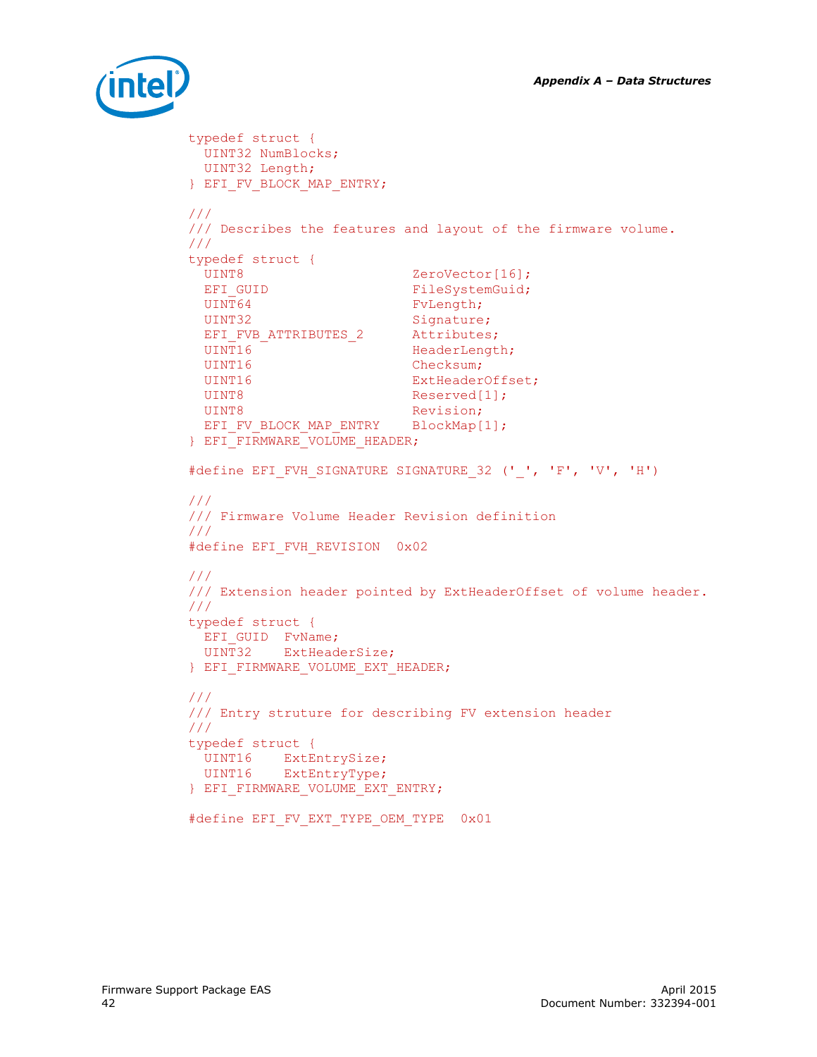```
typedef struct {
  UINT32 NumBlocks;
  UINT32 Length;
} EFI_FV_BLOCK_MAP_ENTRY;

///
/// Describes the features and layout of the firmware volume.
///
typedef struct {
  UINT8                     ZeroVector[16];
  EFI_GUID                  FileSystemGuid;
  UINT64                    FvLength;
  UINT32                    Signature;
  EFI_FVB_ATTRIBUTES_2      Attributes;
  UINT16                    HeaderLength;
  UINT16                    Checksum;
  UINT16                    ExtHeaderOffset;
  UINT8                     Reserved[1];
  UINT8                     Revision;
  EFI_FV_BLOCK_MAP_ENTRY    BlockMap[1];
} EFI_FIRMWARE_VOLUME_HEADER;

#define EFI_FVH_SIGNATURE SIGNATURE_32 ('_', 'F', 'V', 'H')

///
/// Firmware Volume Header Revision definition
///
#define EFI_FVH_REVISION  0x02

///
/// Extension header pointed by ExtHeaderOffset of volume header.
///
typedef struct {
  EFI_GUID  FvName;
  UINT32    ExtHeaderSize;
} EFI_FIRMWARE_VOLUME_EXT_HEADER;

///
/// Entry struture for describing FV extension header
///
typedef struct {
  UINT16    ExtEntrySize;
  UINT16    ExtEntryType;
} EFI_FIRMWARE_VOLUME_EXT_ENTRY;

#define EFI_FV_EXT_TYPE_OEM_TYPE  0x01
```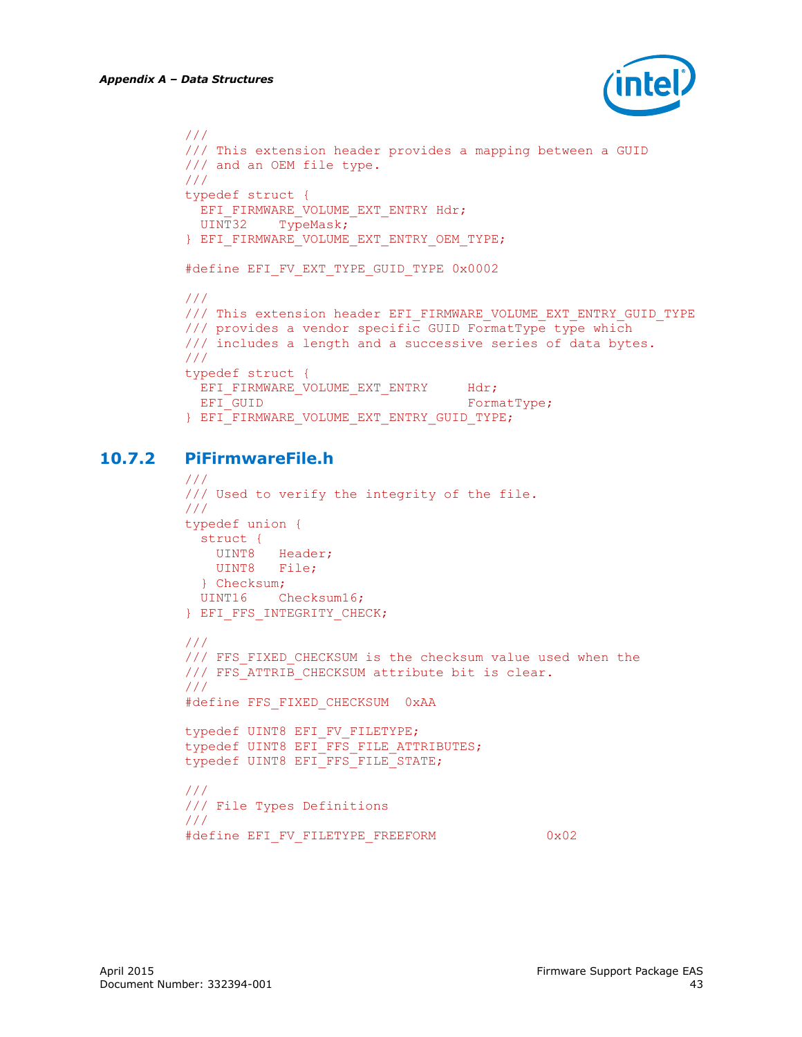```
///
/// This extension header provides a mapping between a GUID
/// and an OEM file type.
///
typedef struct {
  EFI_FIRMWARE_VOLUME_EXT_ENTRY Hdr;
  UINT32    TypeMask;
} EFI_FIRMWARE_VOLUME_EXT_ENTRY_OEM_TYPE;

#define EFI_FV_EXT_TYPE_GUID_TYPE 0x0002

///
/// This extension header EFI_FIRMWARE_VOLUME_EXT_ENTRY_GUID_TYPE
/// provides a vendor specific GUID FormatType type which
/// includes a length and a successive series of data bytes.
///
typedef struct {
  EFI_FIRMWARE_VOLUME_EXT_ENTRY     Hdr;
  EFI_GUID                          FormatType;
} EFI_FIRMWARE_VOLUME_EXT_ENTRY_GUID_TYPE;
```

### 10.7.2 PiFirmwareFile.h

```
///
/// Used to verify the integrity of the file.
///
typedef union {
  struct {
    UINT8   Header;
    UINT8   File;
  } Checksum;
  UINT16    Checksum16;
} EFI_FFS_INTEGRITY_CHECK;

///
/// FFS_FIXED_CHECKSUM is the checksum value used when the
/// FFS_ATTRIB_CHECKSUM attribute bit is clear.
///
#define FFS_FIXED_CHECKSUM  0xAA

typedef UINT8 EFI_FV_FILETYPE;
typedef UINT8 EFI_FFS_FILE_ATTRIBUTES;
typedef UINT8 EFI_FFS_FILE_STATE;

///
/// File Types Definitions
///
#define EFI_FV_FILETYPE_FREEFORM              0x02
```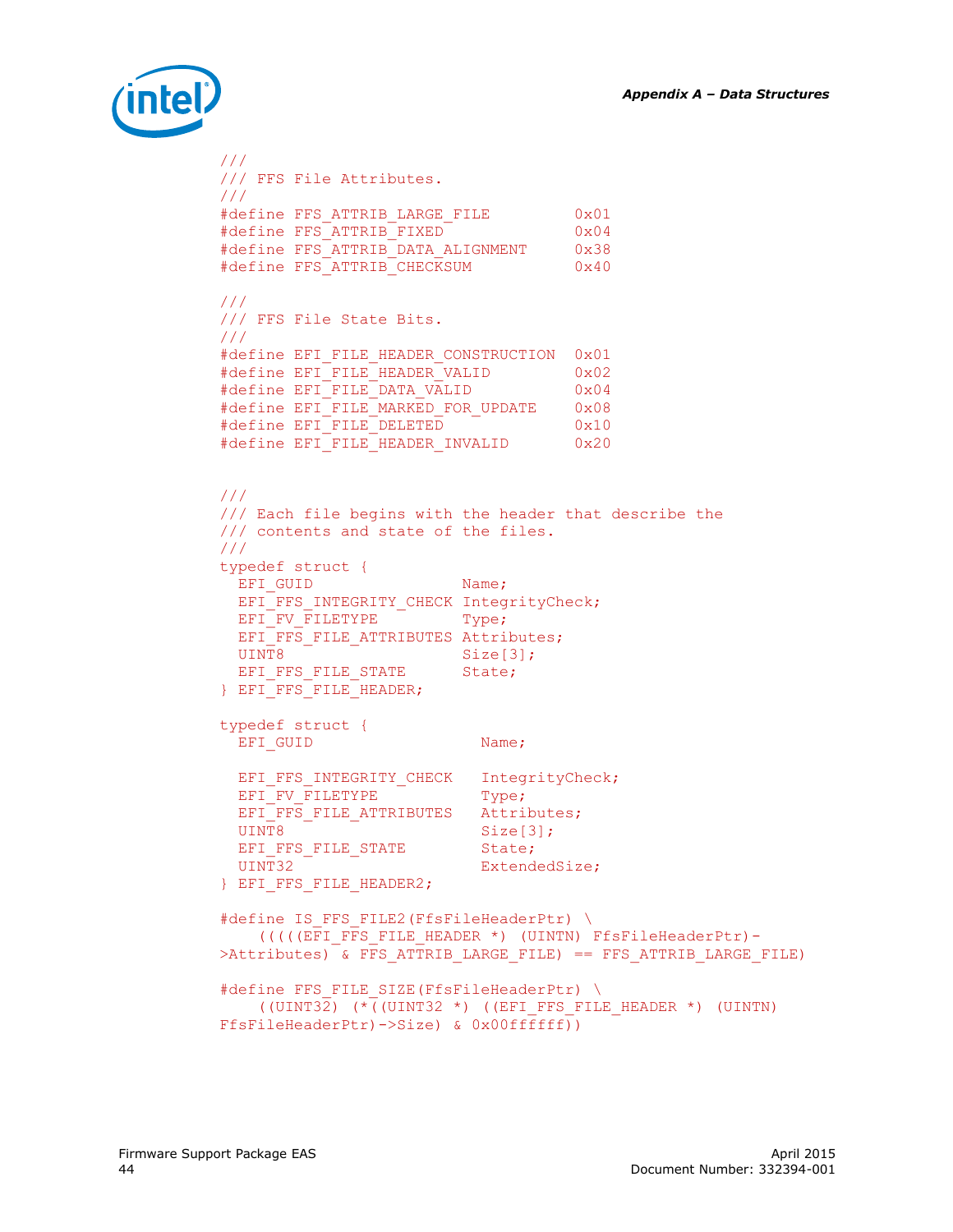```
///
/// FFS File Attributes.
///
#define FFS_ATTRIB_LARGE_FILE         0x01
#define FFS_ATTRIB_FIXED              0x04
#define FFS_ATTRIB_DATA_ALIGNMENT     0x38
#define FFS_ATTRIB_CHECKSUM           0x40

///
/// FFS File State Bits.
///
#define EFI_FILE_HEADER_CONSTRUCTION  0x01
#define EFI_FILE_HEADER_VALID         0x02
#define EFI_FILE_DATA_VALID           0x04
#define EFI_FILE_MARKED_FOR_UPDATE    0x08
#define EFI_FILE_DELETED              0x10
#define EFI_FILE_HEADER_INVALID       0x20


///
/// Each file begins with the header that describe the
/// contents and state of the files.
///
typedef struct {
  EFI_GUID                Name;
  EFI_FFS_INTEGRITY_CHECK IntegrityCheck;
  EFI_FV_FILETYPE         Type;
  EFI_FFS_FILE_ATTRIBUTES Attributes;
  UINT8                   Size[3];
  EFI_FFS_FILE_STATE      State;
} EFI_FFS_FILE_HEADER;

typedef struct {
  EFI_GUID                  Name;

  EFI_FFS_INTEGRITY_CHECK   IntegrityCheck;
  EFI_FV_FILETYPE           Type;
  EFI_FFS_FILE_ATTRIBUTES   Attributes;
  UINT8                     Size[3];
  EFI_FFS_FILE_STATE        State;
  UINT32                    ExtendedSize;
} EFI_FFS_FILE_HEADER2;

#define IS_FFS_FILE2(FfsFileHeaderPtr) \
    ((((EFI_FFS_FILE_HEADER *) (UINTN) FfsFileHeaderPtr)->Attributes) & FFS_ATTRIB_LARGE_FILE) == FFS_ATTRIB_LARGE_FILE)

#define FFS_FILE_SIZE(FfsFileHeaderPtr) \
    ((UINT32) (*((UINT32 *) ((EFI_FFS_FILE_HEADER *) (UINTN) FfsFileHeaderPtr)->Size) & 0x00ffffff))
```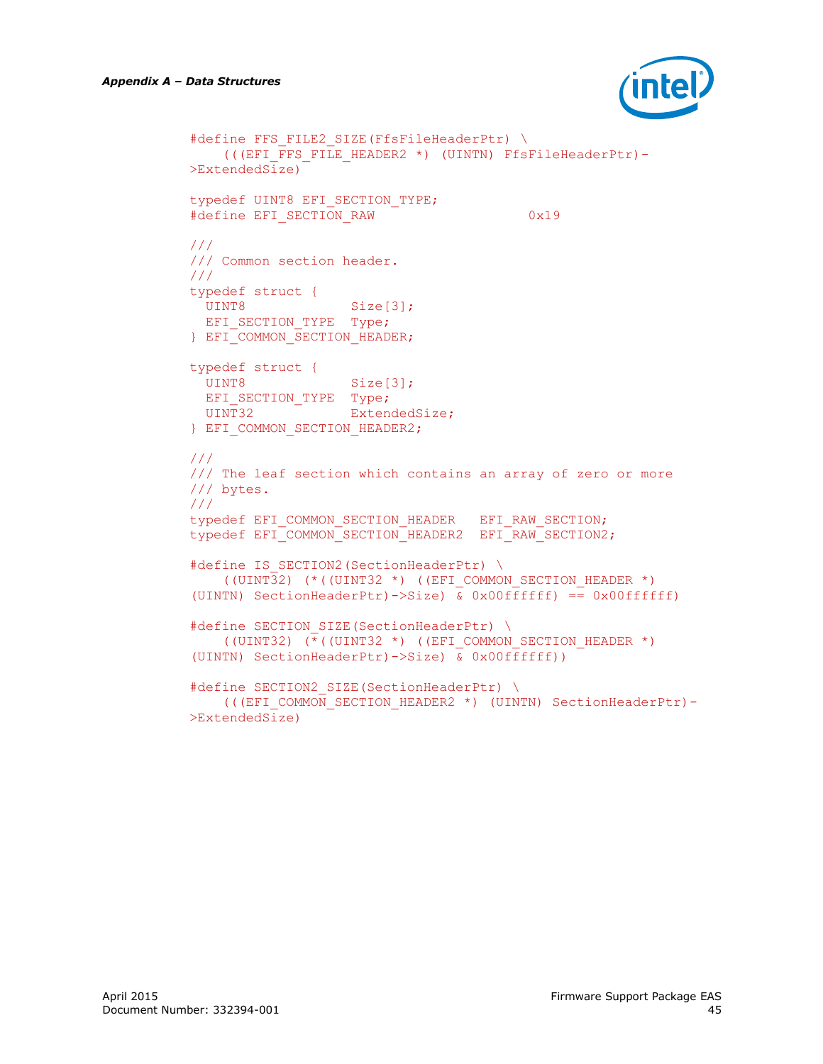```
#define FFS_FILE2_SIZE(FfsFileHeaderPtr) \
    (((EFI_FFS_FILE_HEADER2 *) (UINTN) FfsFileHeaderPtr)-
>ExtendedSize)

typedef UINT8 EFI_SECTION_TYPE;
#define EFI_SECTION_RAW                   0x19

///
/// Common section header.
///
typedef struct {
  UINT8             Size[3];
  EFI_SECTION_TYPE  Type;
} EFI_COMMON_SECTION_HEADER;

typedef struct {
  UINT8             Size[3];
  EFI_SECTION_TYPE  Type;
  UINT32            ExtendedSize;
} EFI_COMMON_SECTION_HEADER2;

///
/// The leaf section which contains an array of zero or more
/// bytes.
///
typedef EFI_COMMON_SECTION_HEADER   EFI_RAW_SECTION;
typedef EFI_COMMON_SECTION_HEADER2  EFI_RAW_SECTION2;

#define IS_SECTION2(SectionHeaderPtr) \
    ((UINT32) (*((UINT32 *) ((EFI_COMMON_SECTION_HEADER *)
(UINTN) SectionHeaderPtr)->Size) & 0x00ffffff) == 0x00ffffff)

#define SECTION_SIZE(SectionHeaderPtr) \
    ((UINT32) (*((UINT32 *) ((EFI_COMMON_SECTION_HEADER *)
(UINTN) SectionHeaderPtr)->Size) & 0x00ffffff))

#define SECTION2_SIZE(SectionHeaderPtr) \
    (((EFI_COMMON_SECTION_HEADER2 *) (UINTN) SectionHeaderPtr)-
>ExtendedSize)
```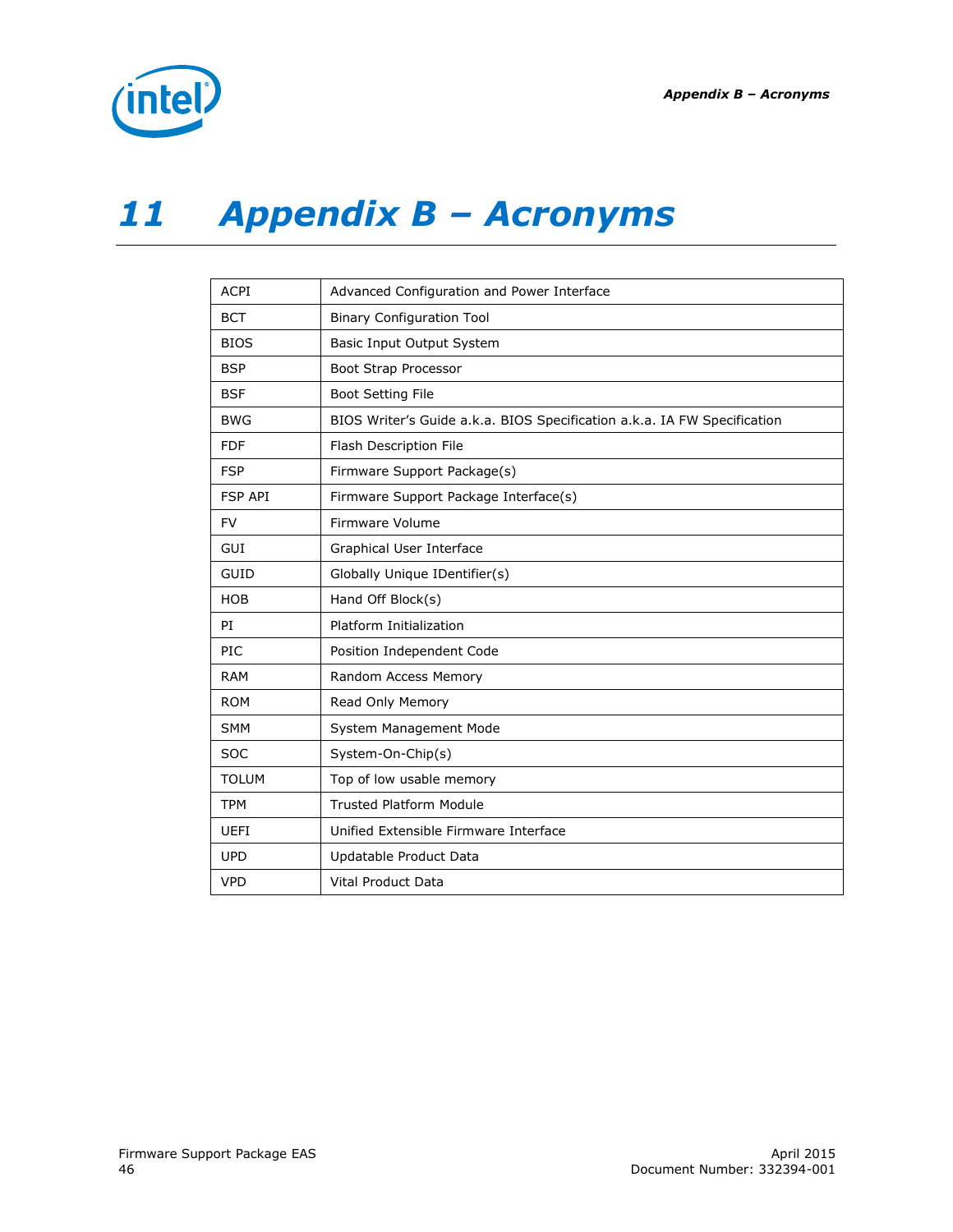# 11 Appendix B – Acronyms

| | |
|---|---|
| ACPI | Advanced Configuration and Power Interface |
| BCT | Binary Configuration Tool |
| BIOS | Basic Input Output System |
| BSP | Boot Strap Processor |
| BSF | Boot Setting File |
| BWG | BIOS Writer's Guide a.k.a. BIOS Specification a.k.a. IA FW Specification |
| FDF | Flash Description File |
| FSP | Firmware Support Package(s) |
| FSP API | Firmware Support Package Interface(s) |
| FV | Firmware Volume |
| GUI | Graphical User Interface |
| GUID | Globally Unique IDentifier(s) |
| HOB | Hand Off Block(s) |
| PI | Platform Initialization |
| PIC | Position Independent Code |
| RAM | Random Access Memory |
| ROM | Read Only Memory |
| SMM | System Management Mode |
| SOC | System-On-Chip(s) |
| TOLUM | Top of low usable memory |
| TPM | Trusted Platform Module |
| UEFI | Unified Extensible Firmware Interface |
| UPD | Updatable Product Data |
| VPD | Vital Product Data |